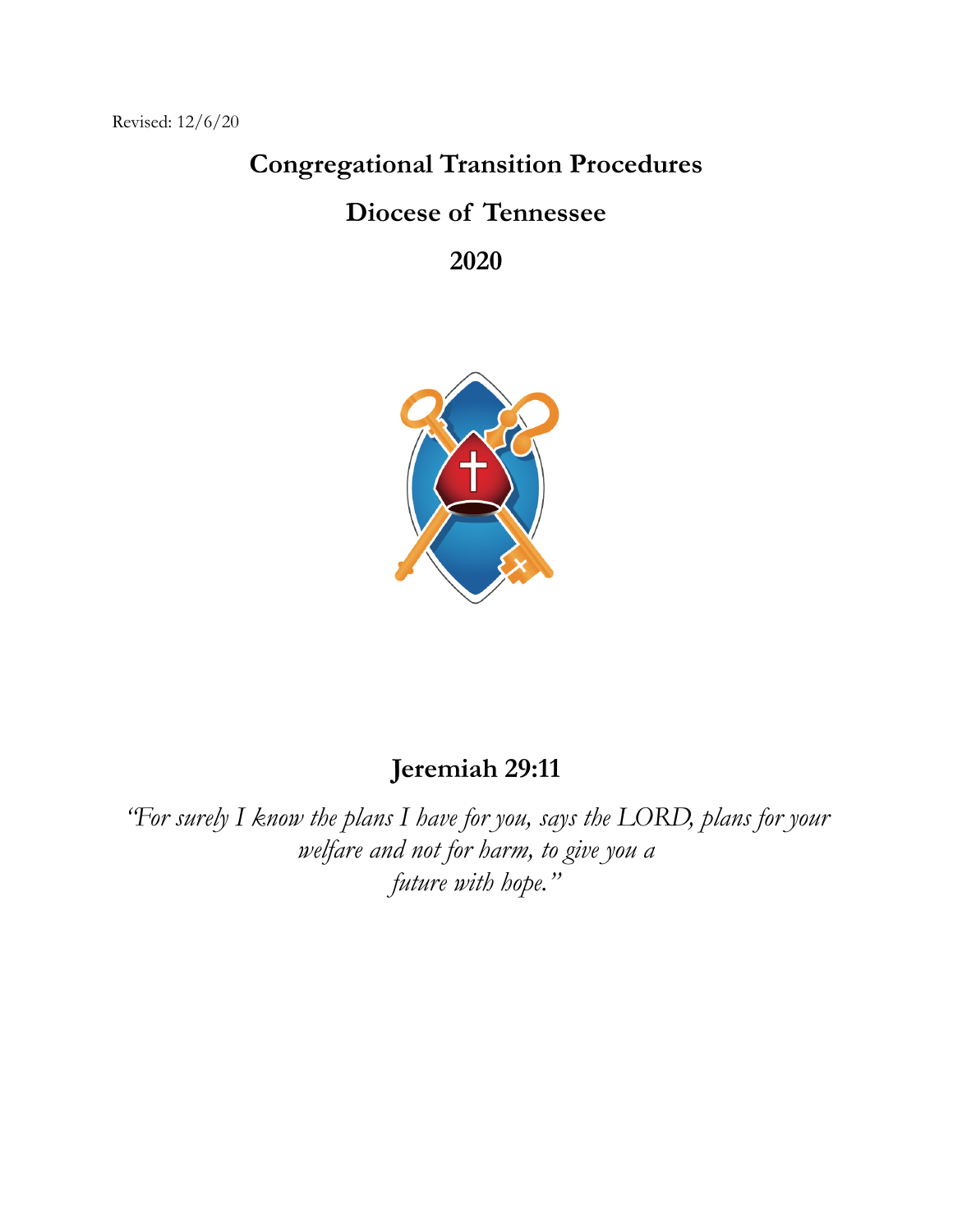Revised: 12/6/20

# Congregational Transition Procedures

# Diocese of Tennessee

# 2020

## Jeremiah 29:11

*"For surely I know the plans I have for you, says the LORD, plans for your welfare and not for harm, to give you a future with hope."*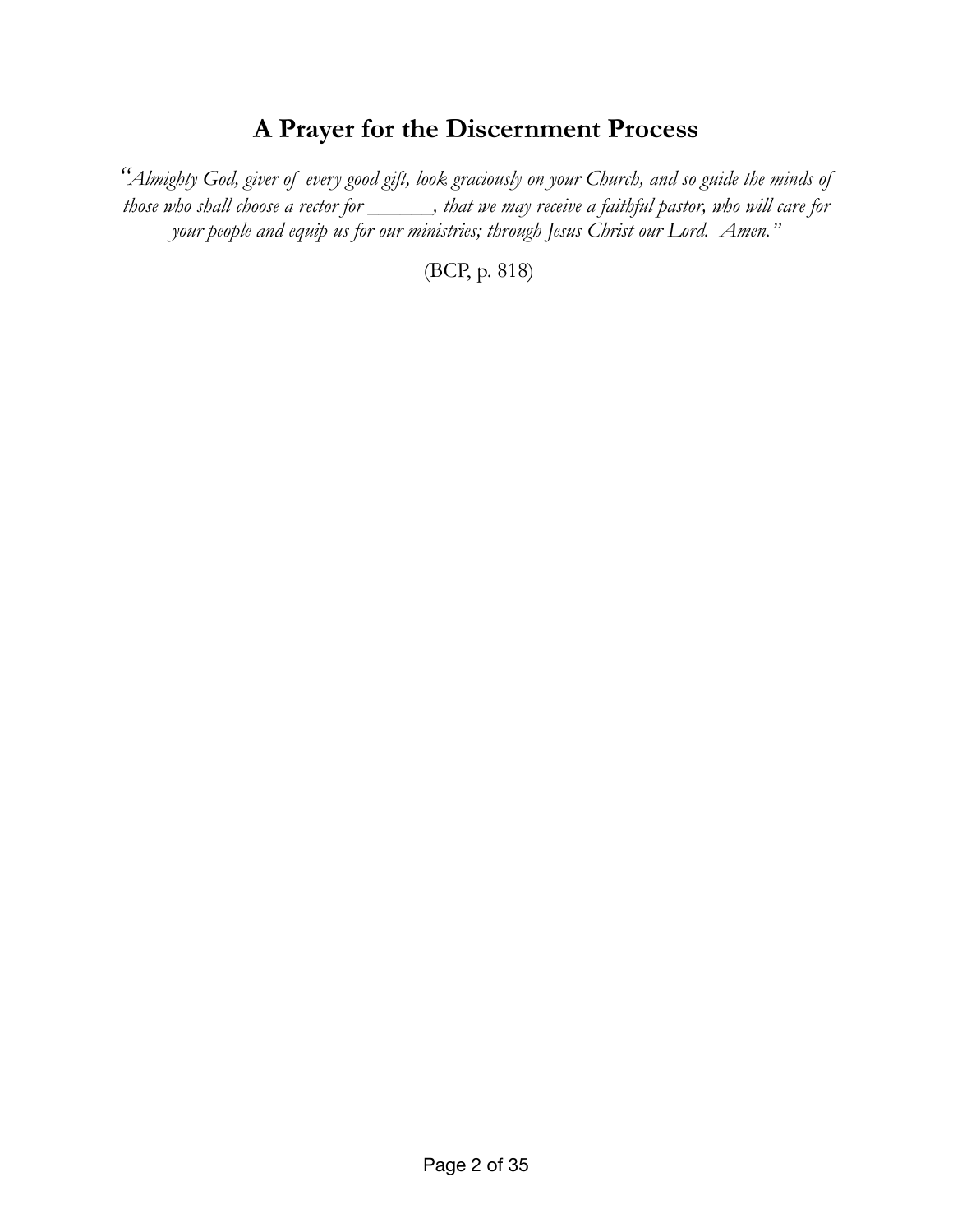## A Prayer for the Discernment Process

*"Almighty God, giver of every good gift, look graciously on your Church, and so guide the minds of those who shall choose a rector for \_\_\_\_\_\_, that we may receive a faithful pastor, who will care for your people and equip us for our ministries; through Jesus Christ our Lord. Amen."*

(BCP, p. 818)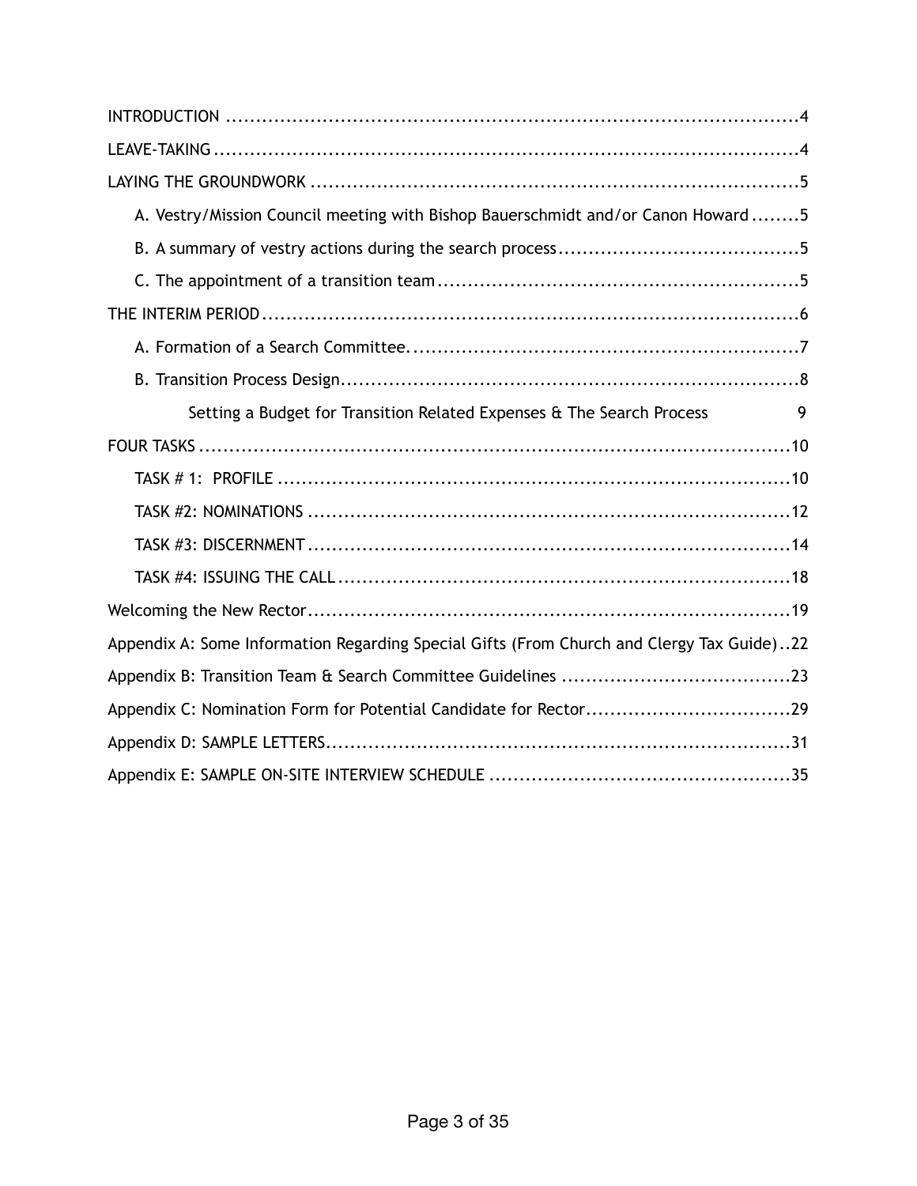INTRODUCTION ....................................................................................4

LEAVE-TAKING ....................................................................................4

LAYING THE GROUNDWORK .....................................................................5

- A. Vestry/Mission Council meeting with Bishop Bauerschmidt and/or Canon Howard ........5
- B. A summary of vestry actions during the search process ........................................5
- C. The appointment of a transition team ............................................................5

THE INTERIM PERIOD ..............................................................................6

- A. Formation of a Search Committee. ...................................................................7
- B. Transition Process Design ..............................................................................8
    - Setting a Budget for Transition Related Expenses & The Search Process 9

FOUR TASKS ...........................................................................................10

- TASK # 1: PROFILE ......................................................................................10
- TASK #2: NOMINATIONS ...............................................................................12
- TASK #3: DISCERNMENT ...............................................................................14
- TASK #4: ISSUING THE CALL ..........................................................................18

Welcoming the New Rector ........................................................................19

Appendix A: Some Information Regarding Special Gifts (From Church and Clergy Tax Guide)..22

Appendix B: Transition Team & Search Committee Guidelines .....................................23

Appendix C: Nomination Form for Potential Candidate for Rector.................................29

Appendix D: SAMPLE LETTERS ...................................................................31

Appendix E: SAMPLE ON-SITE INTERVIEW SCHEDULE ...........................................35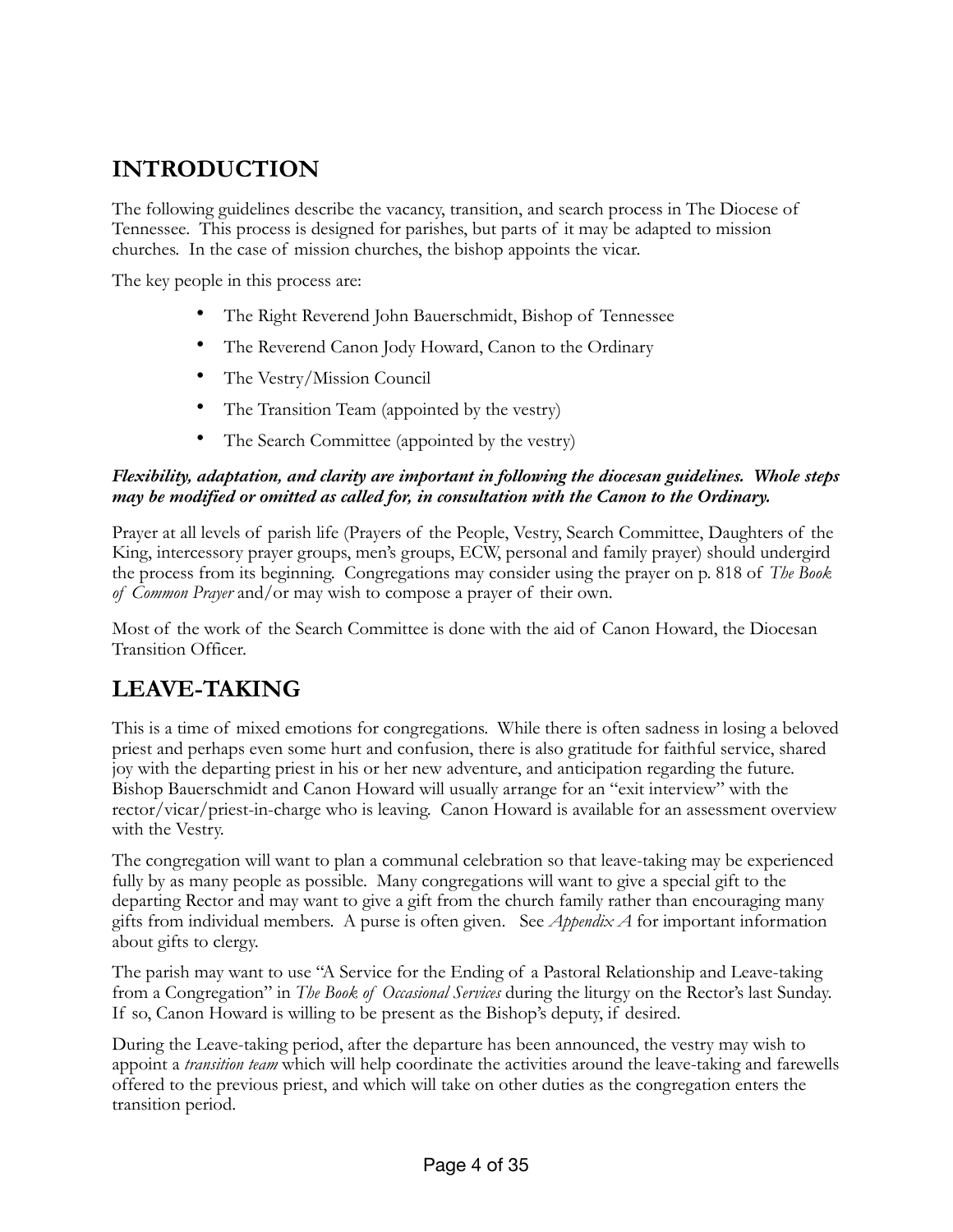## INTRODUCTION

The following guidelines describe the vacancy, transition, and search process in The Diocese of Tennessee. This process is designed for parishes, but parts of it may be adapted to mission churches. In the case of mission churches, the bishop appoints the vicar.

The key people in this process are:

- The Right Reverend John Bauerschmidt, Bishop of Tennessee
- The Reverend Canon Jody Howard, Canon to the Ordinary
- The Vestry/Mission Council
- The Transition Team (appointed by the vestry)
- The Search Committee (appointed by the vestry)

***Flexibility, adaptation, and clarity are important in following the diocesan guidelines. Whole steps may be modified or omitted as called for, in consultation with the Canon to the Ordinary.***

Prayer at all levels of parish life (Prayers of the People, Vestry, Search Committee, Daughters of the King, intercessory prayer groups, men's groups, ECW, personal and family prayer) should undergird the process from its beginning. Congregations may consider using the prayer on p. 818 of *The Book of Common Prayer* and/or may wish to compose a prayer of their own.

Most of the work of the Search Committee is done with the aid of Canon Howard, the Diocesan Transition Officer.

## LEAVE-TAKING

This is a time of mixed emotions for congregations. While there is often sadness in losing a beloved priest and perhaps even some hurt and confusion, there is also gratitude for faithful service, shared joy with the departing priest in his or her new adventure, and anticipation regarding the future. Bishop Bauerschmidt and Canon Howard will usually arrange for an "exit interview" with the rector/vicar/priest-in-charge who is leaving. Canon Howard is available for an assessment overview with the Vestry.

The congregation will want to plan a communal celebration so that leave-taking may be experienced fully by as many people as possible. Many congregations will want to give a special gift to the departing Rector and may want to give a gift from the church family rather than encouraging many gifts from individual members. A purse is often given. See *Appendix A* for important information about gifts to clergy.

The parish may want to use "A Service for the Ending of a Pastoral Relationship and Leave-taking from a Congregation" in *The Book of Occasional Services* during the liturgy on the Rector's last Sunday. If so, Canon Howard is willing to be present as the Bishop's deputy, if desired.

During the Leave-taking period, after the departure has been announced, the vestry may wish to appoint a *transition team* which will help coordinate the activities around the leave-taking and farewells offered to the previous priest, and which will take on other duties as the congregation enters the transition period.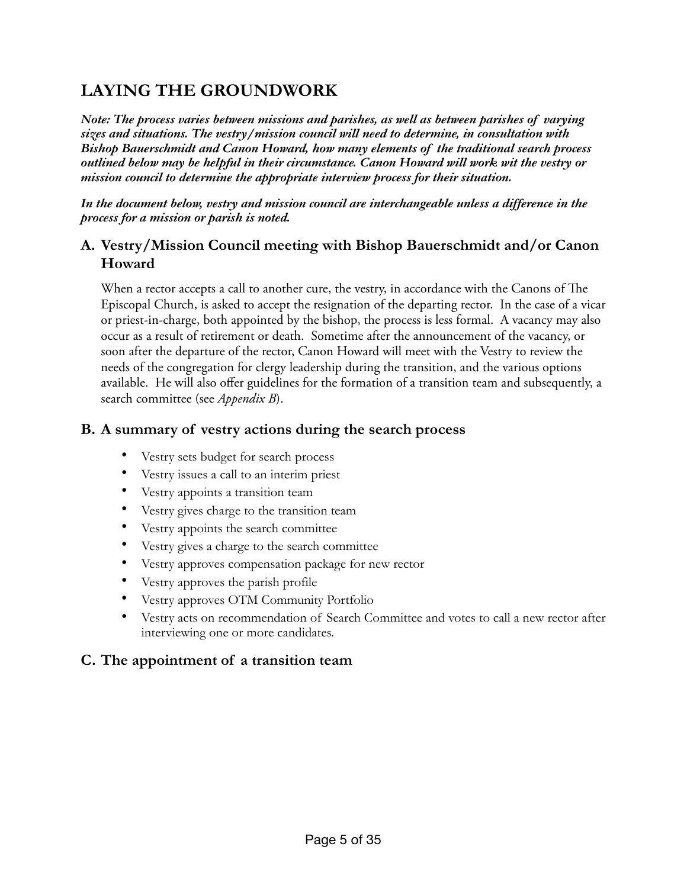## LAYING THE GROUNDWORK

***Note: The process varies between missions and parishes, as well as between parishes of varying sizes and situations. The vestry/mission council will need to determine, in consultation with Bishop Bauerschmidt and Canon Howard, how many elements of the traditional search process outlined below may be helpful in their circumstance. Canon Howard will work wit the vestry or mission council to determine the appropriate interview process for their situation.***

***In the document below, vestry and mission council are interchangeable unless a difference in the process for a mission or parish is noted.***

### A. Vestry/Mission Council meeting with Bishop Bauerschmidt and/or Canon Howard

When a rector accepts a call to another cure, the vestry, in accordance with the Canons of The Episcopal Church, is asked to accept the resignation of the departing rector. In the case of a vicar or priest-in-charge, both appointed by the bishop, the process is less formal. A vacancy may also occur as a result of retirement or death. Sometime after the announcement of the vacancy, or soon after the departure of the rector, Canon Howard will meet with the Vestry to review the needs of the congregation for clergy leadership during the transition, and the various options available. He will also offer guidelines for the formation of a transition team and subsequently, a search committee (see *Appendix B*).

### B. A summary of vestry actions during the search process

- Vestry sets budget for search process
- Vestry issues a call to an interim priest
- Vestry appoints a transition team
- Vestry gives charge to the transition team
- Vestry appoints the search committee
- Vestry gives a charge to the search committee
- Vestry approves compensation package for new rector
- Vestry approves the parish profile
- Vestry approves OTM Community Portfolio
- Vestry acts on recommendation of Search Committee and votes to call a new rector after interviewing one or more candidates.

### C. The appointment of a transition team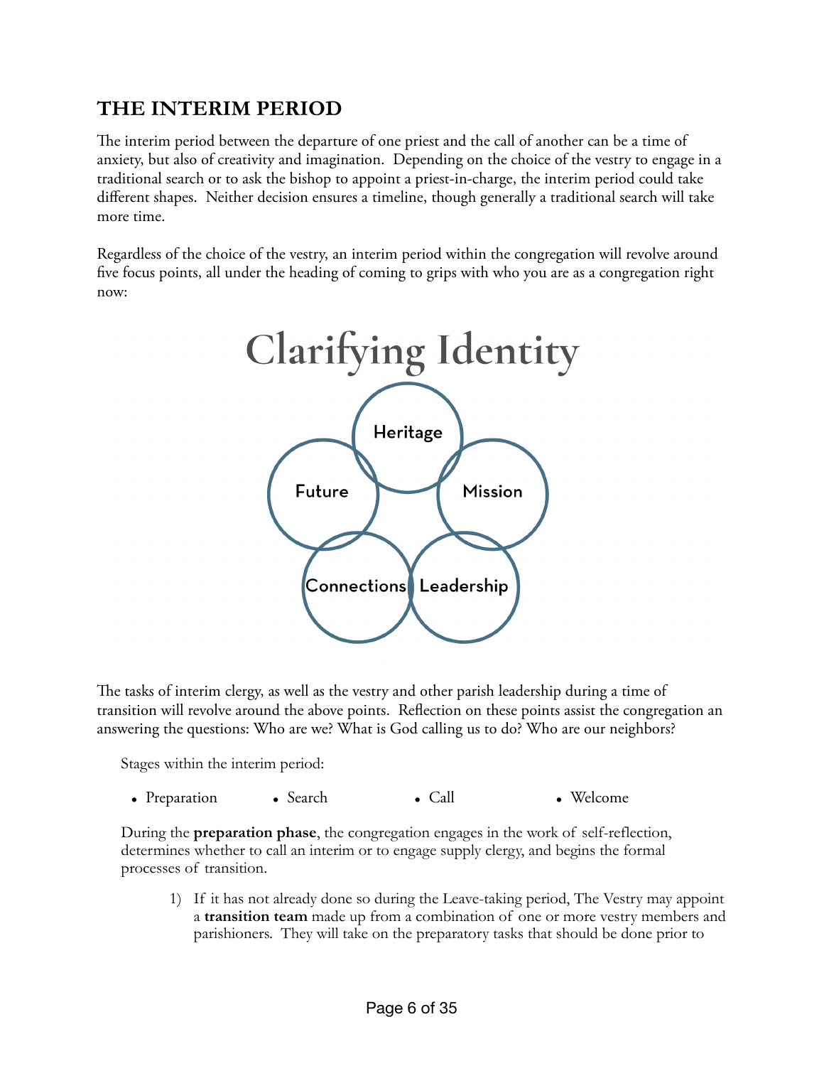## THE INTERIM PERIOD

The interim period between the departure of one priest and the call of another can be a time of anxiety, but also of creativity and imagination. Depending on the choice of the vestry to engage in a traditional search or to ask the bishop to appoint a priest-in-charge, the interim period could take different shapes. Neither decision ensures a timeline, though generally a traditional search will take more time.

Regardless of the choice of the vestry, an interim period within the congregation will revolve around five focus points, all under the heading of coming to grips with who you are as a congregation right now:

**Clarifying Identity**

- Heritage
- Mission
- Leadership
- Connections
- Future

The tasks of interim clergy, as well as the vestry and other parish leadership during a time of transition will revolve around the above points. Reflection on these points assist the congregation an answering the questions: Who are we? What is God calling us to do? Who are our neighbors?

Stages within the interim period:

- Preparation
- Search
- Call
- Welcome

During the **preparation phase**, the congregation engages in the work of self-reflection, determines whether to call an interim or to engage supply clergy, and begins the formal processes of transition.

1) If it has not already done so during the Leave-taking period, The Vestry may appoint a **transition team** made up from a combination of one or more vestry members and parishioners. They will take on the preparatory tasks that should be done prior to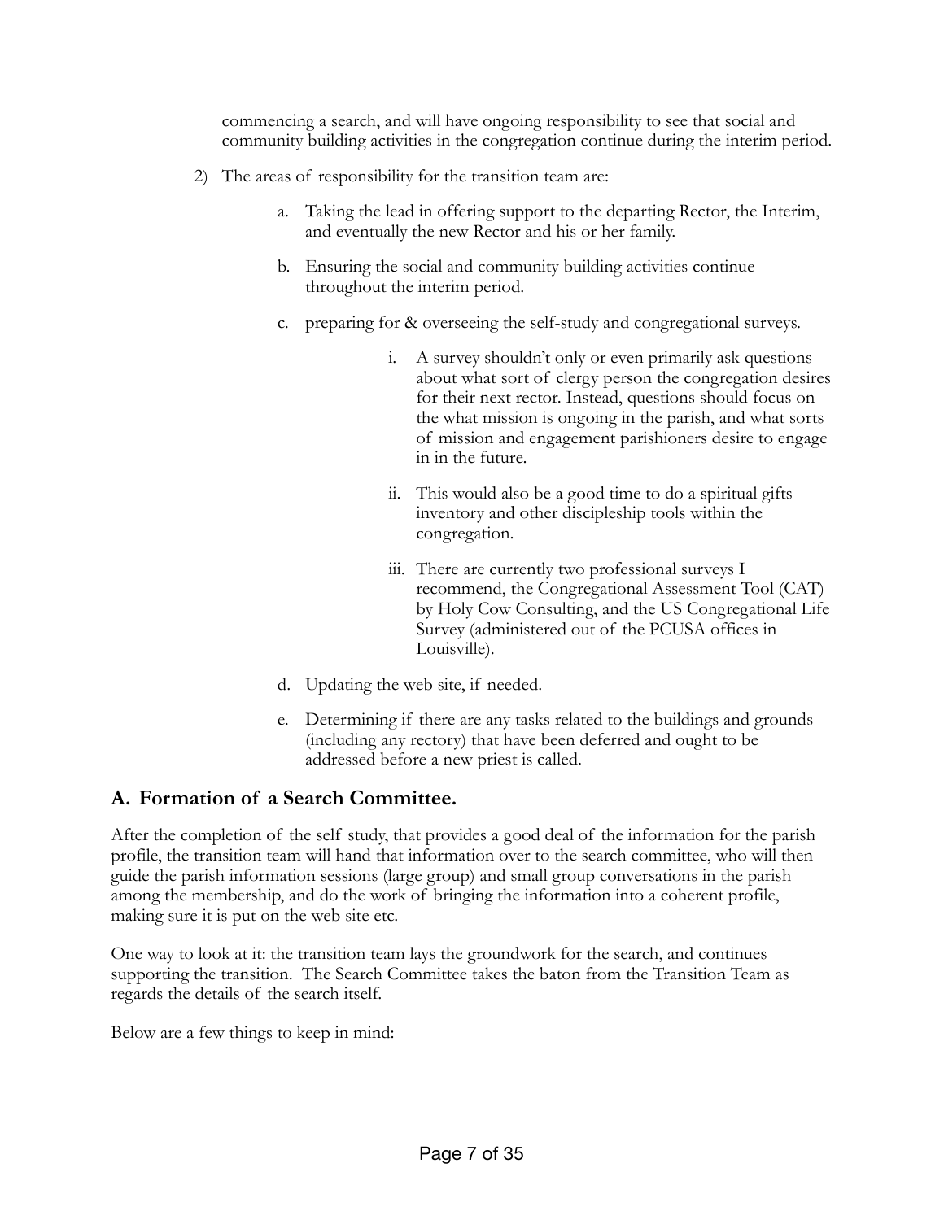commencing a search, and will have ongoing responsibility to see that social and community building activities in the congregation continue during the interim period.

2) The areas of responsibility for the transition team are:

    a. Taking the lead in offering support to the departing Rector, the Interim, and eventually the new Rector and his or her family.

    b. Ensuring the social and community building activities continue throughout the interim period.

    c. preparing for & overseeing the self-study and congregational surveys.

        i. A survey shouldn't only or even primarily ask questions about what sort of clergy person the congregation desires for their next rector. Instead, questions should focus on the what mission is ongoing in the parish, and what sorts of mission and engagement parishioners desire to engage in in the future.

        ii. This would also be a good time to do a spiritual gifts inventory and other discipleship tools within the congregation.

        iii. There are currently two professional surveys I recommend, the Congregational Assessment Tool (CAT) by Holy Cow Consulting, and the US Congregational Life Survey (administered out of the PCUSA offices in Louisville).

    d. Updating the web site, if needed.

    e. Determining if there are any tasks related to the buildings and grounds (including any rectory) that have been deferred and ought to be addressed before a new priest is called.

## A. Formation of a Search Committee.

After the completion of the self study, that provides a good deal of the information for the parish profile, the transition team will hand that information over to the search committee, who will then guide the parish information sessions (large group) and small group conversations in the parish among the membership, and do the work of bringing the information into a coherent profile, making sure it is put on the web site etc.

One way to look at it: the transition team lays the groundwork for the search, and continues supporting the transition. The Search Committee takes the baton from the Transition Team as regards the details of the search itself.

Below are a few things to keep in mind: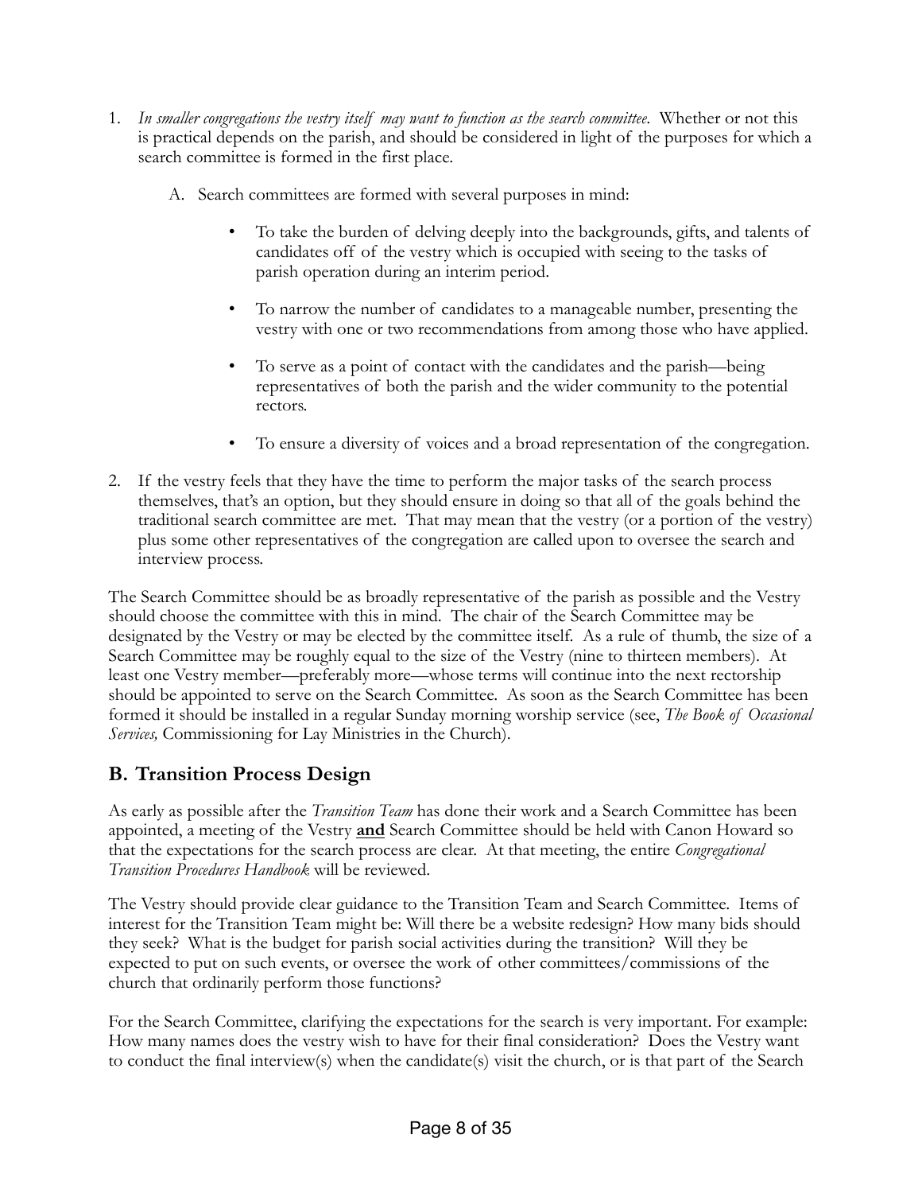1. *In smaller congregations the vestry itself may want to function as the search committee.* Whether or not this is practical depends on the parish, and should be considered in light of the purposes for which a search committee is formed in the first place.

   A. Search committees are formed with several purposes in mind:

      - To take the burden of delving deeply into the backgrounds, gifts, and talents of candidates off of the vestry which is occupied with seeing to the tasks of parish operation during an interim period.

      - To narrow the number of candidates to a manageable number, presenting the vestry with one or two recommendations from among those who have applied.

      - To serve as a point of contact with the candidates and the parish—being representatives of both the parish and the wider community to the potential rectors.

      - To ensure a diversity of voices and a broad representation of the congregation.

2. If the vestry feels that they have the time to perform the major tasks of the search process themselves, that's an option, but they should ensure in doing so that all of the goals behind the traditional search committee are met. That may mean that the vestry (or a portion of the vestry) plus some other representatives of the congregation are called upon to oversee the search and interview process.

The Search Committee should be as broadly representative of the parish as possible and the Vestry should choose the committee with this in mind. The chair of the Search Committee may be designated by the Vestry or may be elected by the committee itself. As a rule of thumb, the size of a Search Committee may be roughly equal to the size of the Vestry (nine to thirteen members). At least one Vestry member—preferably more—whose terms will continue into the next rectorship should be appointed to serve on the Search Committee. As soon as the Search Committee has been formed it should be installed in a regular Sunday morning worship service (see, *The Book of Occasional Services,* Commissioning for Lay Ministries in the Church).

## B. Transition Process Design

As early as possible after the *Transition Team* has done their work and a Search Committee has been appointed, a meeting of the Vestry **and** Search Committee should be held with Canon Howard so that the expectations for the search process are clear. At that meeting, the entire *Congregational Transition Procedures Handbook* will be reviewed.

The Vestry should provide clear guidance to the Transition Team and Search Committee. Items of interest for the Transition Team might be: Will there be a website redesign? How many bids should they seek? What is the budget for parish social activities during the transition? Will they be expected to put on such events, or oversee the work of other committees/commissions of the church that ordinarily perform those functions?

For the Search Committee, clarifying the expectations for the search is very important. For example: How many names does the vestry wish to have for their final consideration? Does the Vestry want to conduct the final interview(s) when the candidate(s) visit the church, or is that part of the Search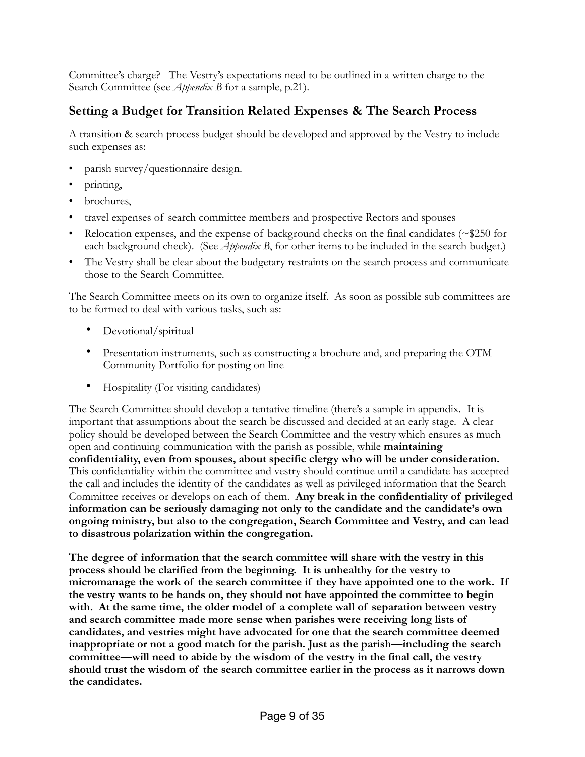Committee's charge? The Vestry's expectations need to be outlined in a written charge to the Search Committee (see *Appendix B* for a sample, p.21).

## Setting a Budget for Transition Related Expenses & The Search Process

A transition & search process budget should be developed and approved by the Vestry to include such expenses as:

- parish survey/questionnaire design.
- printing,
- brochures,
- travel expenses of search committee members and prospective Rectors and spouses
- Relocation expenses, and the expense of background checks on the final candidates (~$250 for each background check). (See *Appendix B*, for other items to be included in the search budget.)
- The Vestry shall be clear about the budgetary restraints on the search process and communicate those to the Search Committee.

The Search Committee meets on its own to organize itself. As soon as possible sub committees are to be formed to deal with various tasks, such as:

- Devotional/spiritual
- Presentation instruments, such as constructing a brochure and, and preparing the OTM Community Portfolio for posting on line
- Hospitality (For visiting candidates)

The Search Committee should develop a tentative timeline (there's a sample in appendix. It is important that assumptions about the search be discussed and decided at an early stage. A clear policy should be developed between the Search Committee and the vestry which ensures as much open and continuing communication with the parish as possible, while **maintaining confidentiality, even from spouses, about specific clergy who will be under consideration.** This confidentiality within the committee and vestry should continue until a candidate has accepted the call and includes the identity of the candidates as well as privileged information that the Search Committee receives or develops on each of them. **<u>Any</u> break in the confidentiality of privileged information can be seriously damaging not only to the candidate and the candidate's own ongoing ministry, but also to the congregation, Search Committee and Vestry, and can lead to disastrous polarization within the congregation.**

**The degree of information that the search committee will share with the vestry in this process should be clarified from the beginning. It is unhealthy for the vestry to micromanage the work of the search committee if they have appointed one to the work. If the vestry wants to be hands on, they should not have appointed the committee to begin with. At the same time, the older model of a complete wall of separation between vestry and search committee made more sense when parishes were receiving long lists of candidates, and vestries might have advocated for one that the search committee deemed inappropriate or not a good match for the parish. Just as the parish—including the search committee—will need to abide by the wisdom of the vestry in the final call, the vestry should trust the wisdom of the search committee earlier in the process as it narrows down the candidates.**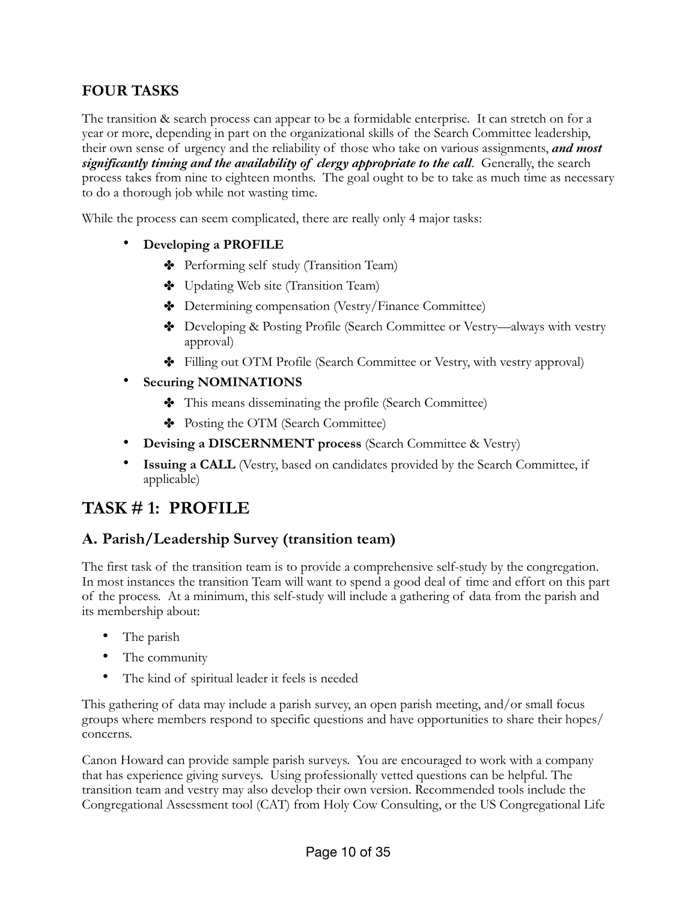### FOUR TASKS

The transition & search process can appear to be a formidable enterprise. It can stretch on for a year or more, depending in part on the organizational skills of the Search Committee leadership, their own sense of urgency and the reliability of those who take on various assignments, ***and most significantly timing and the availability of clergy appropriate to the call***. Generally, the search process takes from nine to eighteen months. The goal ought to be to take as much time as necessary to do a thorough job while not wasting time.

While the process can seem complicated, there are really only 4 major tasks:

- **Developing a PROFILE**
  - ✤ Performing self study (Transition Team)
  - ✤ Updating Web site (Transition Team)
  - ✤ Determining compensation (Vestry/Finance Committee)
  - ✤ Developing & Posting Profile (Search Committee or Vestry—always with vestry approval)
  - ✤ Filling out OTM Profile (Search Committee or Vestry, with vestry approval)
- **Securing NOMINATIONS**
  - ✤ This means disseminating the profile (Search Committee)
  - ✤ Posting the OTM (Search Committee)
- **Devising a DISCERNMENT process** (Search Committee & Vestry)
- **Issuing a CALL** (Vestry, based on candidates provided by the Search Committee, if applicable)

## TASK # 1: PROFILE

### A. Parish/Leadership Survey (transition team)

The first task of the transition team is to provide a comprehensive self-study by the congregation. In most instances the transition Team will want to spend a good deal of time and effort on this part of the process. At a minimum, this self-study will include a gathering of data from the parish and its membership about:

- The parish
- The community
- The kind of spiritual leader it feels is needed

This gathering of data may include a parish survey, an open parish meeting, and/or small focus groups where members respond to specific questions and have opportunities to share their hopes/concerns.

Canon Howard can provide sample parish surveys. You are encouraged to work with a company that has experience giving surveys. Using professionally vetted questions can be helpful. The transition team and vestry may also develop their own version. Recommended tools include the Congregational Assessment tool (CAT) from Holy Cow Consulting, or the US Congregational Life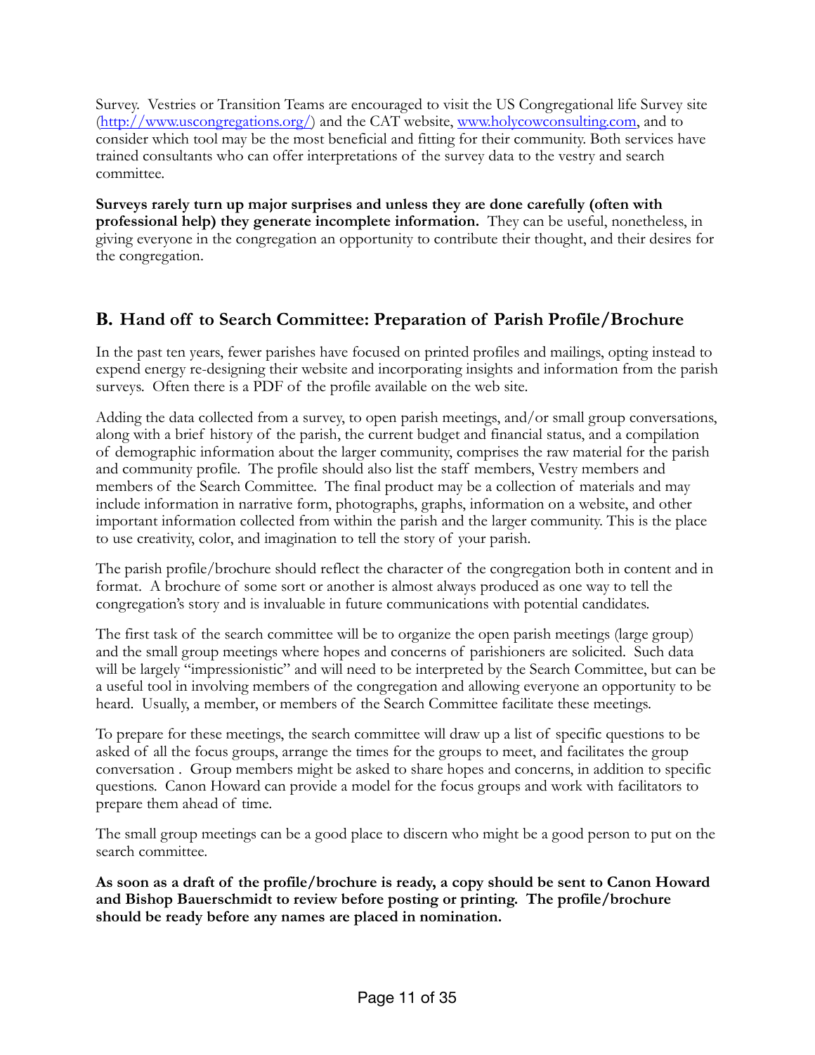Survey. Vestries or Transition Teams are encouraged to visit the US Congregational life Survey site ([http://www.uscongregations.org/](http://www.uscongregations.org/)) and the CAT website, [www.holycowconsulting.com](http://www.holycowconsulting.com), and to consider which tool may be the most beneficial and fitting for their community. Both services have trained consultants who can offer interpretations of the survey data to the vestry and search committee.

**Surveys rarely turn up major surprises and unless they are done carefully (often with professional help) they generate incomplete information.** They can be useful, nonetheless, in giving everyone in the congregation an opportunity to contribute their thought, and their desires for the congregation.

## B. Hand off to Search Committee: Preparation of Parish Profile/Brochure

In the past ten years, fewer parishes have focused on printed profiles and mailings, opting instead to expend energy re-designing their website and incorporating insights and information from the parish surveys. Often there is a PDF of the profile available on the web site.

Adding the data collected from a survey, to open parish meetings, and/or small group conversations, along with a brief history of the parish, the current budget and financial status, and a compilation of demographic information about the larger community, comprises the raw material for the parish and community profile. The profile should also list the staff members, Vestry members and members of the Search Committee. The final product may be a collection of materials and may include information in narrative form, photographs, graphs, information on a website, and other important information collected from within the parish and the larger community. This is the place to use creativity, color, and imagination to tell the story of your parish.

The parish profile/brochure should reflect the character of the congregation both in content and in format. A brochure of some sort or another is almost always produced as one way to tell the congregation's story and is invaluable in future communications with potential candidates.

The first task of the search committee will be to organize the open parish meetings (large group) and the small group meetings where hopes and concerns of parishioners are solicited. Such data will be largely "impressionistic" and will need to be interpreted by the Search Committee, but can be a useful tool in involving members of the congregation and allowing everyone an opportunity to be heard. Usually, a member, or members of the Search Committee facilitate these meetings.

To prepare for these meetings, the search committee will draw up a list of specific questions to be asked of all the focus groups, arrange the times for the groups to meet, and facilitates the group conversation . Group members might be asked to share hopes and concerns, in addition to specific questions. Canon Howard can provide a model for the focus groups and work with facilitators to prepare them ahead of time.

The small group meetings can be a good place to discern who might be a good person to put on the search committee.

**As soon as a draft of the profile/brochure is ready, a copy should be sent to Canon Howard and Bishop Bauerschmidt to review before posting or printing. The profile/brochure should be ready before any names are placed in nomination.**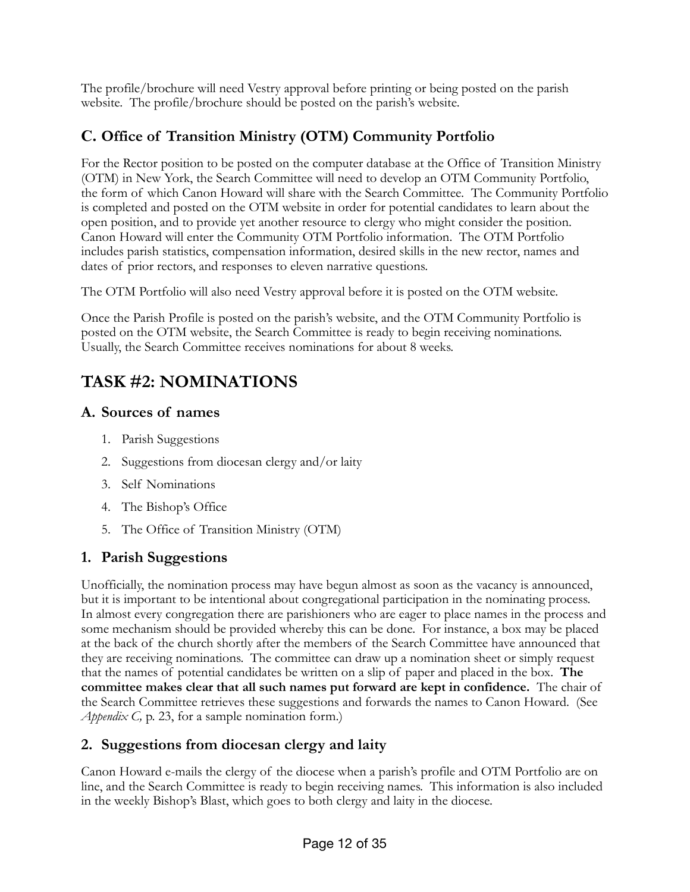The profile/brochure will need Vestry approval before printing or being posted on the parish website. The profile/brochure should be posted on the parish's website.

### C. Office of Transition Ministry (OTM) Community Portfolio

For the Rector position to be posted on the computer database at the Office of Transition Ministry (OTM) in New York, the Search Committee will need to develop an OTM Community Portfolio, the form of which Canon Howard will share with the Search Committee. The Community Portfolio is completed and posted on the OTM website in order for potential candidates to learn about the open position, and to provide yet another resource to clergy who might consider the position. Canon Howard will enter the Community OTM Portfolio information. The OTM Portfolio includes parish statistics, compensation information, desired skills in the new rector, names and dates of prior rectors, and responses to eleven narrative questions.

The OTM Portfolio will also need Vestry approval before it is posted on the OTM website.

Once the Parish Profile is posted on the parish's website, and the OTM Community Portfolio is posted on the OTM website, the Search Committee is ready to begin receiving nominations. Usually, the Search Committee receives nominations for about 8 weeks.

## TASK #2: NOMINATIONS

### A. Sources of names

1. Parish Suggestions
2. Suggestions from diocesan clergy and/or laity
3. Self Nominations
4. The Bishop's Office
5. The Office of Transition Ministry (OTM)

### 1. Parish Suggestions

Unofficially, the nomination process may have begun almost as soon as the vacancy is announced, but it is important to be intentional about congregational participation in the nominating process. In almost every congregation there are parishioners who are eager to place names in the process and some mechanism should be provided whereby this can be done. For instance, a box may be placed at the back of the church shortly after the members of the Search Committee have announced that they are receiving nominations. The committee can draw up a nomination sheet or simply request that the names of potential candidates be written on a slip of paper and placed in the box. **The committee makes clear that all such names put forward are kept in confidence.** The chair of the Search Committee retrieves these suggestions and forwards the names to Canon Howard. (See *Appendix C,* p. 23, for a sample nomination form.)

### 2. Suggestions from diocesan clergy and laity

Canon Howard e-mails the clergy of the diocese when a parish's profile and OTM Portfolio are on line, and the Search Committee is ready to begin receiving names. This information is also included in the weekly Bishop's Blast, which goes to both clergy and laity in the diocese.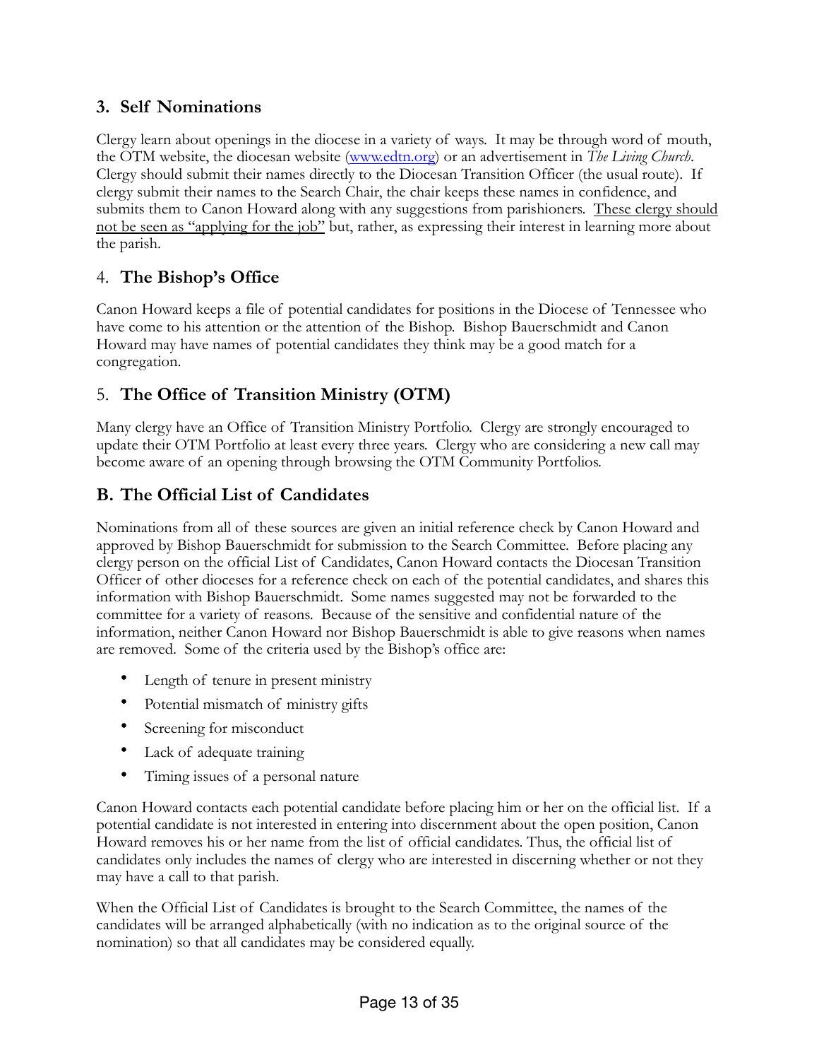### 3. Self Nominations

Clergy learn about openings in the diocese in a variety of ways. It may be through word of mouth, the OTM website, the diocesan website ([www.edtn.org](www.edtn.org)) or an advertisement in *The Living Church*. Clergy should submit their names directly to the Diocesan Transition Officer (the usual route). If clergy submit their names to the Search Chair, the chair keeps these names in confidence, and submits them to Canon Howard along with any suggestions from parishioners. <u>These clergy should not be seen as "applying for the job"</u> but, rather, as expressing their interest in learning more about the parish.

### 4. The Bishop's Office

Canon Howard keeps a file of potential candidates for positions in the Diocese of Tennessee who have come to his attention or the attention of the Bishop. Bishop Bauerschmidt and Canon Howard may have names of potential candidates they think may be a good match for a congregation.

### 5. The Office of Transition Ministry (OTM)

Many clergy have an Office of Transition Ministry Portfolio. Clergy are strongly encouraged to update their OTM Portfolio at least every three years. Clergy who are considering a new call may become aware of an opening through browsing the OTM Community Portfolios.

## B. The Official List of Candidates

Nominations from all of these sources are given an initial reference check by Canon Howard and approved by Bishop Bauerschmidt for submission to the Search Committee. Before placing any clergy person on the official List of Candidates, Canon Howard contacts the Diocesan Transition Officer of other dioceses for a reference check on each of the potential candidates, and shares this information with Bishop Bauerschmidt. Some names suggested may not be forwarded to the committee for a variety of reasons. Because of the sensitive and confidential nature of the information, neither Canon Howard nor Bishop Bauerschmidt is able to give reasons when names are removed. Some of the criteria used by the Bishop's office are:

- Length of tenure in present ministry
- Potential mismatch of ministry gifts
- Screening for misconduct
- Lack of adequate training
- Timing issues of a personal nature

Canon Howard contacts each potential candidate before placing him or her on the official list. If a potential candidate is not interested in entering into discernment about the open position, Canon Howard removes his or her name from the list of official candidates. Thus, the official list of candidates only includes the names of clergy who are interested in discerning whether or not they may have a call to that parish.

When the Official List of Candidates is brought to the Search Committee, the names of the candidates will be arranged alphabetically (with no indication as to the original source of the nomination) so that all candidates may be considered equally.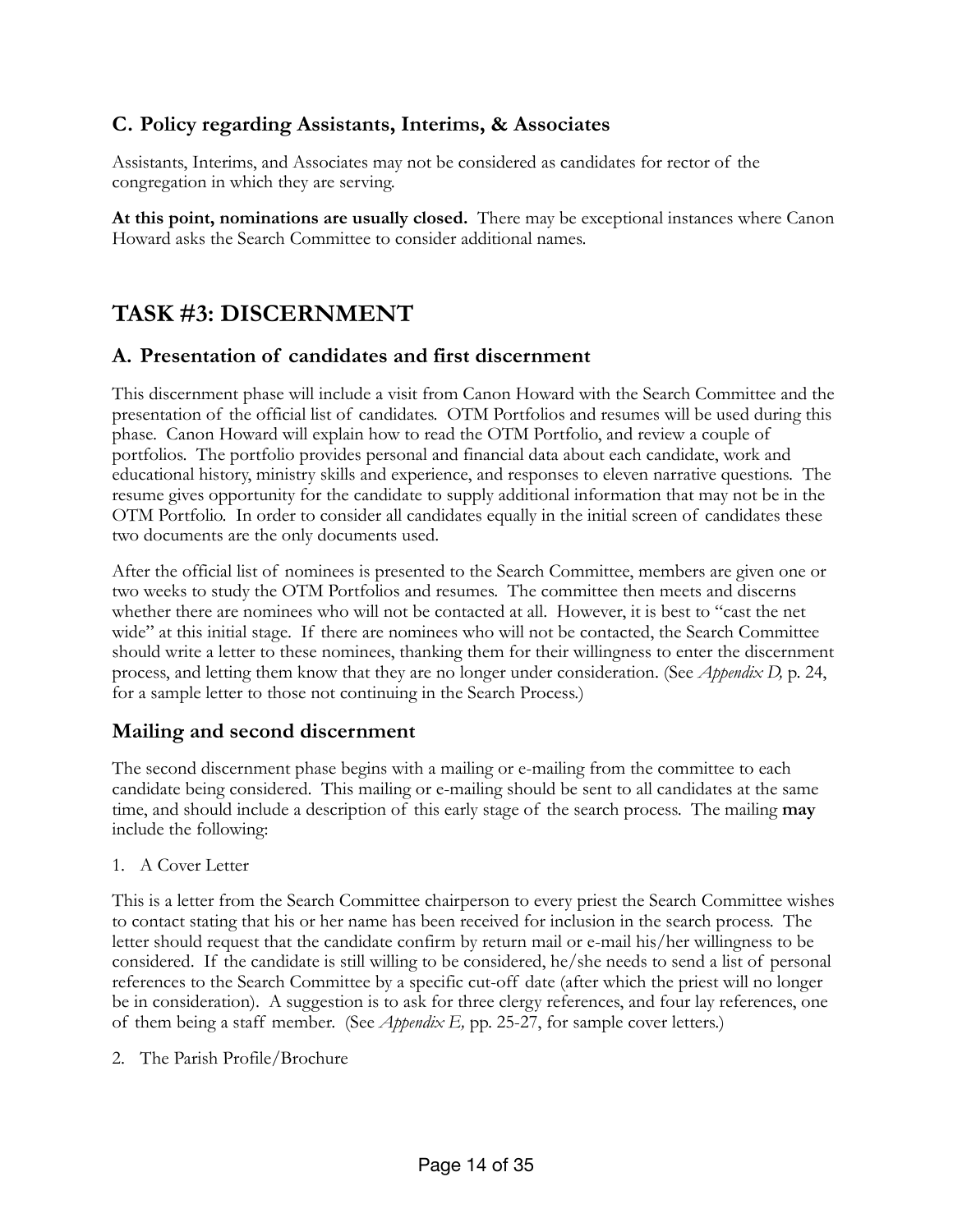### C. Policy regarding Assistants, Interims, & Associates

Assistants, Interims, and Associates may not be considered as candidates for rector of the congregation in which they are serving.

**At this point, nominations are usually closed.** There may be exceptional instances where Canon Howard asks the Search Committee to consider additional names.

## TASK #3: DISCERNMENT

### A. Presentation of candidates and first discernment

This discernment phase will include a visit from Canon Howard with the Search Committee and the presentation of the official list of candidates. OTM Portfolios and resumes will be used during this phase. Canon Howard will explain how to read the OTM Portfolio, and review a couple of portfolios. The portfolio provides personal and financial data about each candidate, work and educational history, ministry skills and experience, and responses to eleven narrative questions. The resume gives opportunity for the candidate to supply additional information that may not be in the OTM Portfolio. In order to consider all candidates equally in the initial screen of candidates these two documents are the only documents used.

After the official list of nominees is presented to the Search Committee, members are given one or two weeks to study the OTM Portfolios and resumes. The committee then meets and discerns whether there are nominees who will not be contacted at all. However, it is best to "cast the net wide" at this initial stage. If there are nominees who will not be contacted, the Search Committee should write a letter to these nominees, thanking them for their willingness to enter the discernment process, and letting them know that they are no longer under consideration. (See *Appendix D,* p. 24, for a sample letter to those not continuing in the Search Process.)

### Mailing and second discernment

The second discernment phase begins with a mailing or e-mailing from the committee to each candidate being considered. This mailing or e-mailing should be sent to all candidates at the same time, and should include a description of this early stage of the search process. The mailing **may** include the following:

1. A Cover Letter

This is a letter from the Search Committee chairperson to every priest the Search Committee wishes to contact stating that his or her name has been received for inclusion in the search process. The letter should request that the candidate confirm by return mail or e-mail his/her willingness to be considered. If the candidate is still willing to be considered, he/she needs to send a list of personal references to the Search Committee by a specific cut-off date (after which the priest will no longer be in consideration). A suggestion is to ask for three clergy references, and four lay references, one of them being a staff member. (See *Appendix E,* pp. 25-27, for sample cover letters.)

2. The Parish Profile/Brochure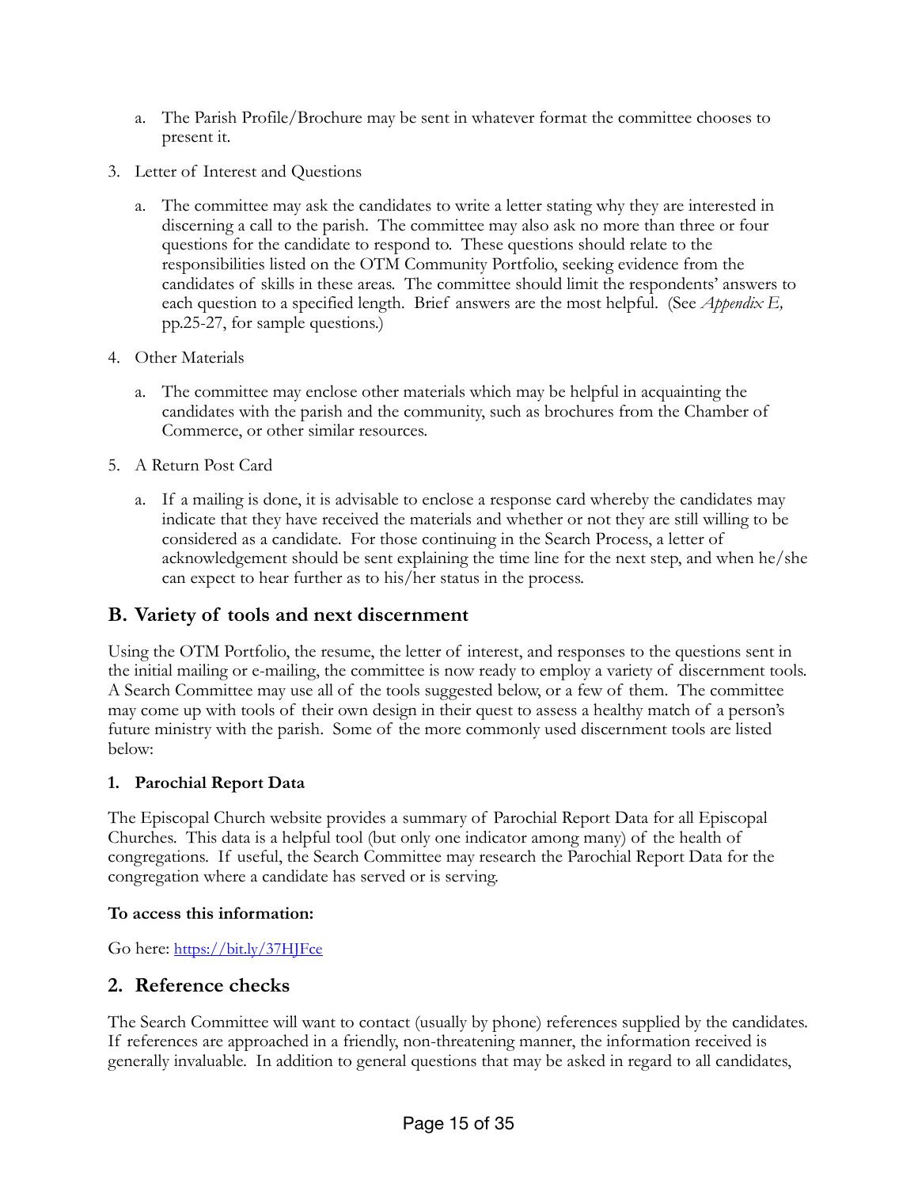a. The Parish Profile/Brochure may be sent in whatever format the committee chooses to present it.

3. Letter of Interest and Questions

   a. The committee may ask the candidates to write a letter stating why they are interested in discerning a call to the parish. The committee may also ask no more than three or four questions for the candidate to respond to. These questions should relate to the responsibilities listed on the OTM Community Portfolio, seeking evidence from the candidates of skills in these areas. The committee should limit the respondents' answers to each question to a specified length. Brief answers are the most helpful. (See *Appendix E,* pp.25-27, for sample questions.)

4. Other Materials

   a. The committee may enclose other materials which may be helpful in acquainting the candidates with the parish and the community, such as brochures from the Chamber of Commerce, or other similar resources.

5. A Return Post Card

   a. If a mailing is done, it is advisable to enclose a response card whereby the candidates may indicate that they have received the materials and whether or not they are still willing to be considered as a candidate. For those continuing in the Search Process, a letter of acknowledgement should be sent explaining the time line for the next step, and when he/she can expect to hear further as to his/her status in the process.

## B. Variety of tools and next discernment

Using the OTM Portfolio, the resume, the letter of interest, and responses to the questions sent in the initial mailing or e-mailing, the committee is now ready to employ a variety of discernment tools. A Search Committee may use all of the tools suggested below, or a few of them. The committee may come up with tools of their own design in their quest to assess a healthy match of a person's future ministry with the parish. Some of the more commonly used discernment tools are listed below:

### 1. Parochial Report Data

The Episcopal Church website provides a summary of Parochial Report Data for all Episcopal Churches. This data is a helpful tool (but only one indicator among many) of the health of congregations. If useful, the Search Committee may research the Parochial Report Data for the congregation where a candidate has served or is serving.

**To access this information:**

Go here: https://bit.ly/37HJFce

## 2. Reference checks

The Search Committee will want to contact (usually by phone) references supplied by the candidates. If references are approached in a friendly, non-threatening manner, the information received is generally invaluable. In addition to general questions that may be asked in regard to all candidates,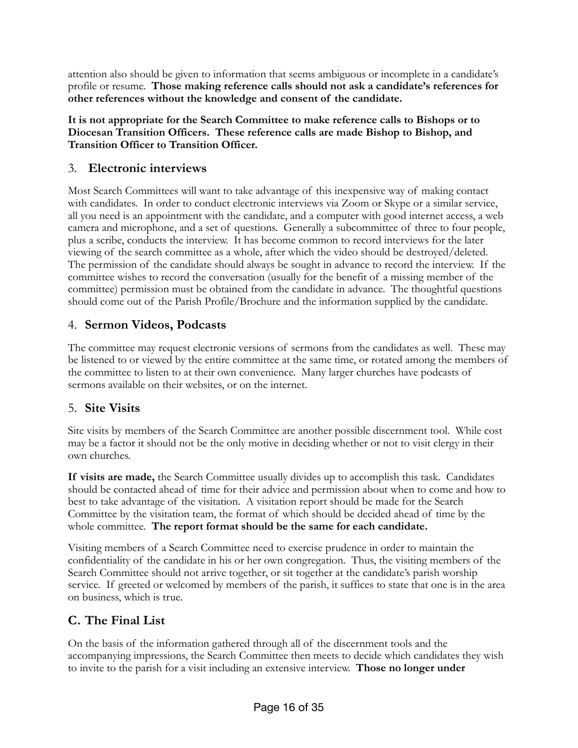attention also should be given to information that seems ambiguous or incomplete in a candidate's profile or resume. **Those making reference calls should not ask a candidate's references for other references without the knowledge and consent of the candidate.**

**It is not appropriate for the Search Committee to make reference calls to Bishops or to Diocesan Transition Officers. These reference calls are made Bishop to Bishop, and Transition Officer to Transition Officer.**

### 3. Electronic interviews

Most Search Committees will want to take advantage of this inexpensive way of making contact with candidates. In order to conduct electronic interviews via Zoom or Skype or a similar service, all you need is an appointment with the candidate, and a computer with good internet access, a web camera and microphone, and a set of questions. Generally a subcommittee of three to four people, plus a scribe, conducts the interview. It has become common to record interviews for the later viewing of the search committee as a whole, after which the video should be destroyed/deleted. The permission of the candidate should always be sought in advance to record the interview. If the committee wishes to record the conversation (usually for the benefit of a missing member of the committee) permission must be obtained from the candidate in advance. The thoughtful questions should come out of the Parish Profile/Brochure and the information supplied by the candidate.

### 4. Sermon Videos, Podcasts

The committee may request electronic versions of sermons from the candidates as well. These may be listened to or viewed by the entire committee at the same time, or rotated among the members of the committee to listen to at their own convenience. Many larger churches have podcasts of sermons available on their websites, or on the internet.

### 5. Site Visits

Site visits by members of the Search Committee are another possible discernment tool. While cost may be a factor it should not be the only motive in deciding whether or not to visit clergy in their own churches.

**If visits are made,** the Search Committee usually divides up to accomplish this task. Candidates should be contacted ahead of time for their advice and permission about when to come and how to best to take advantage of the visitation. A visitation report should be made for the Search Committee by the visitation team, the format of which should be decided ahead of time by the whole committee. **The report format should be the same for each candidate.**

Visiting members of a Search Committee need to exercise prudence in order to maintain the confidentiality of the candidate in his or her own congregation. Thus, the visiting members of the Search Committee should not arrive together, or sit together at the candidate's parish worship service. If greeted or welcomed by members of the parish, it suffices to state that one is in the area on business, which is true.

## C. The Final List

On the basis of the information gathered through all of the discernment tools and the accompanying impressions, the Search Committee then meets to decide which candidates they wish to invite to the parish for a visit including an extensive interview. **Those no longer under**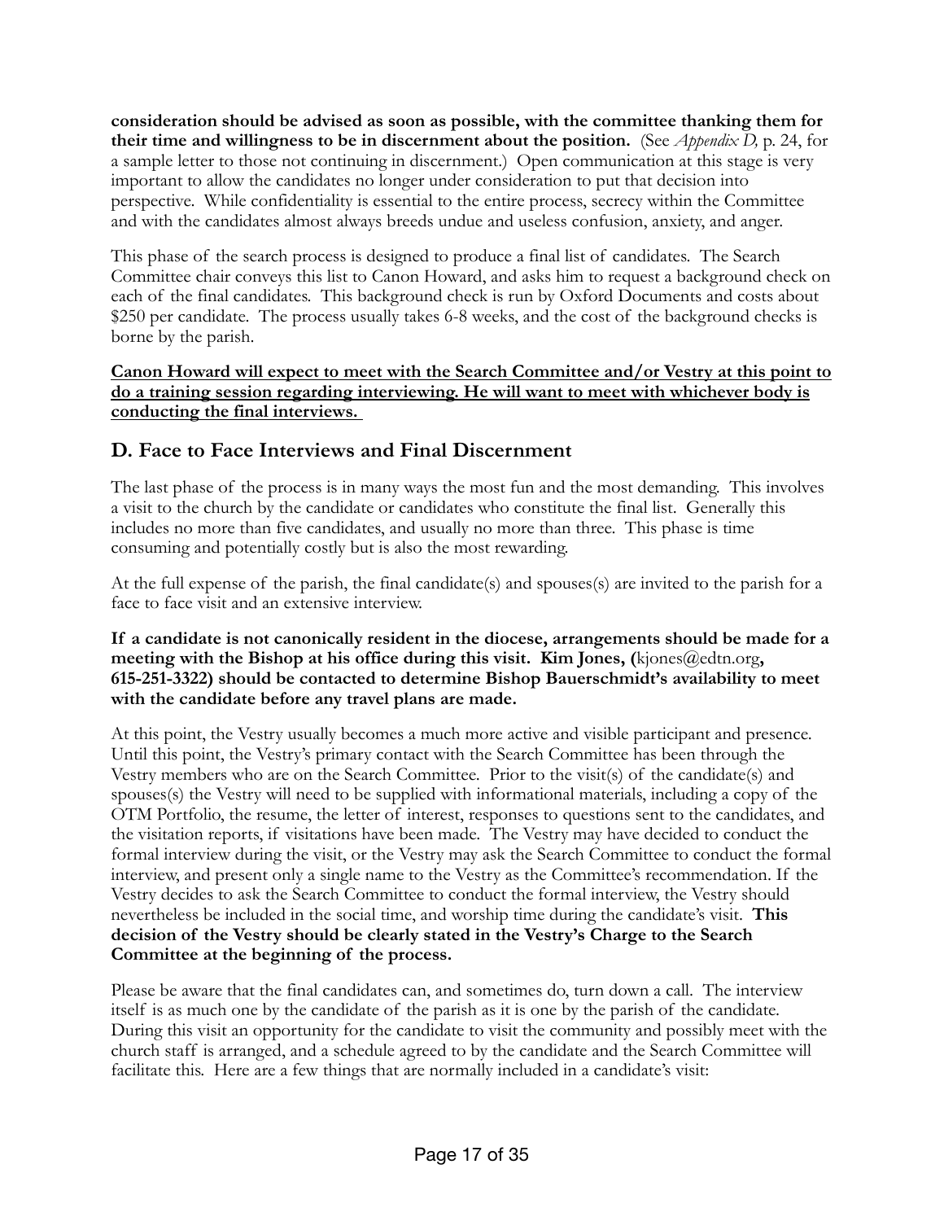**consideration should be advised as soon as possible, with the committee thanking them for their time and willingness to be in discernment about the position.** (See *Appendix D,* p. 24, for a sample letter to those not continuing in discernment.) Open communication at this stage is very important to allow the candidates no longer under consideration to put that decision into perspective. While confidentiality is essential to the entire process, secrecy within the Committee and with the candidates almost always breeds undue and useless confusion, anxiety, and anger.

This phase of the search process is designed to produce a final list of candidates. The Search Committee chair conveys this list to Canon Howard, and asks him to request a background check on each of the final candidates. This background check is run by Oxford Documents and costs about $250 per candidate. The process usually takes 6-8 weeks, and the cost of the background checks is borne by the parish.

**Canon Howard will expect to meet with the Search Committee and/or Vestry at this point to do a training session regarding interviewing. He will want to meet with whichever body is conducting the final interviews.**

## D. Face to Face Interviews and Final Discernment

The last phase of the process is in many ways the most fun and the most demanding. This involves a visit to the church by the candidate or candidates who constitute the final list. Generally this includes no more than five candidates, and usually no more than three. This phase is time consuming and potentially costly but is also the most rewarding.

At the full expense of the parish, the final candidate(s) and spouses(s) are invited to the parish for a face to face visit and an extensive interview.

**If a candidate is not canonically resident in the diocese, arrangements should be made for a meeting with the Bishop at his office during this visit. Kim Jones, (**kjones@edtn.org**, 615-251-3322) should be contacted to determine Bishop Bauerschmidt's availability to meet with the candidate before any travel plans are made.**

At this point, the Vestry usually becomes a much more active and visible participant and presence. Until this point, the Vestry's primary contact with the Search Committee has been through the Vestry members who are on the Search Committee. Prior to the visit(s) of the candidate(s) and spouses(s) the Vestry will need to be supplied with informational materials, including a copy of the OTM Portfolio, the resume, the letter of interest, responses to questions sent to the candidates, and the visitation reports, if visitations have been made. The Vestry may have decided to conduct the formal interview during the visit, or the Vestry may ask the Search Committee to conduct the formal interview, and present only a single name to the Vestry as the Committee's recommendation. If the Vestry decides to ask the Search Committee to conduct the formal interview, the Vestry should nevertheless be included in the social time, and worship time during the candidate's visit. **This decision of the Vestry should be clearly stated in the Vestry's Charge to the Search Committee at the beginning of the process.**

Please be aware that the final candidates can, and sometimes do, turn down a call. The interview itself is as much one by the candidate of the parish as it is one by the parish of the candidate. During this visit an opportunity for the candidate to visit the community and possibly meet with the church staff is arranged, and a schedule agreed to by the candidate and the Search Committee will facilitate this. Here are a few things that are normally included in a candidate's visit: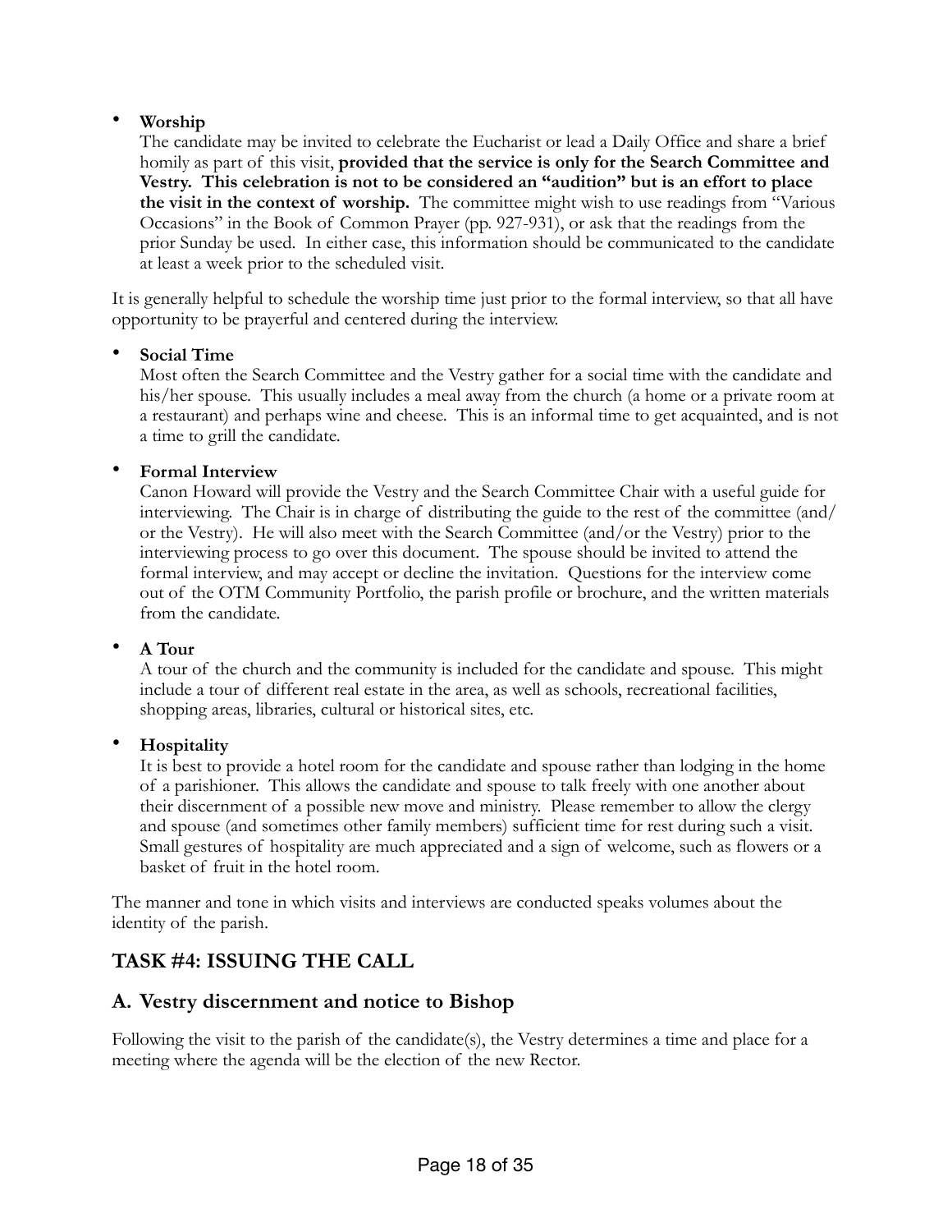- **Worship**
  The candidate may be invited to celebrate the Eucharist or lead a Daily Office and share a brief homily as part of this visit, **provided that the service is only for the Search Committee and Vestry. This celebration is not to be considered an "audition" but is an effort to place the visit in the context of worship.** The committee might wish to use readings from "Various Occasions" in the Book of Common Prayer (pp. 927-931), or ask that the readings from the prior Sunday be used. In either case, this information should be communicated to the candidate at least a week prior to the scheduled visit.

It is generally helpful to schedule the worship time just prior to the formal interview, so that all have opportunity to be prayerful and centered during the interview.

- **Social Time**
  Most often the Search Committee and the Vestry gather for a social time with the candidate and his/her spouse. This usually includes a meal away from the church (a home or a private room at a restaurant) and perhaps wine and cheese. This is an informal time to get acquainted, and is not a time to grill the candidate.

- **Formal Interview**
  Canon Howard will provide the Vestry and the Search Committee Chair with a useful guide for interviewing. The Chair is in charge of distributing the guide to the rest of the committee (and/or the Vestry). He will also meet with the Search Committee (and/or the Vestry) prior to the interviewing process to go over this document. The spouse should be invited to attend the formal interview, and may accept or decline the invitation. Questions for the interview come out of the OTM Community Portfolio, the parish profile or brochure, and the written materials from the candidate.

- **A Tour**
  A tour of the church and the community is included for the candidate and spouse. This might include a tour of different real estate in the area, as well as schools, recreational facilities, shopping areas, libraries, cultural or historical sites, etc.

- **Hospitality**
  It is best to provide a hotel room for the candidate and spouse rather than lodging in the home of a parishioner. This allows the candidate and spouse to talk freely with one another about their discernment of a possible new move and ministry. Please remember to allow the clergy and spouse (and sometimes other family members) sufficient time for rest during such a visit. Small gestures of hospitality are much appreciated and a sign of welcome, such as flowers or a basket of fruit in the hotel room.

The manner and tone in which visits and interviews are conducted speaks volumes about the identity of the parish.

## TASK #4: ISSUING THE CALL

### A. Vestry discernment and notice to Bishop

Following the visit to the parish of the candidate(s), the Vestry determines a time and place for a meeting where the agenda will be the election of the new Rector.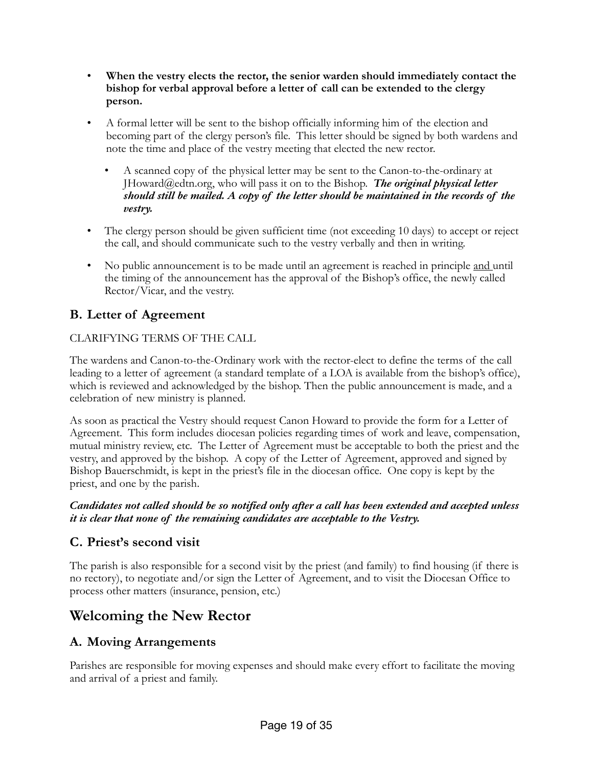- **When the vestry elects the rector, the senior warden should immediately contact the bishop for verbal approval before a letter of call can be extended to the clergy person.**
- A formal letter will be sent to the bishop officially informing him of the election and becoming part of the clergy person's file. This letter should be signed by both wardens and note the time and place of the vestry meeting that elected the new rector.
  - A scanned copy of the physical letter may be sent to the Canon-to-the-ordinary at JHoward@edtn.org, who will pass it on to the Bishop. ***The original physical letter should still be mailed. A copy of the letter should be maintained in the records of the vestry.***
- The clergy person should be given sufficient time (not exceeding 10 days) to accept or reject the call, and should communicate such to the vestry verbally and then in writing.
- No public announcement is to be made until an agreement is reached in principle <u>and</u> until the timing of the announcement has the approval of the Bishop's office, the newly called Rector/Vicar, and the vestry.

## B. Letter of Agreement

CLARIFYING TERMS OF THE CALL

The wardens and Canon-to-the-Ordinary work with the rector-elect to define the terms of the call leading to a letter of agreement (a standard template of a LOA is available from the bishop's office), which is reviewed and acknowledged by the bishop. Then the public announcement is made, and a celebration of new ministry is planned.

As soon as practical the Vestry should request Canon Howard to provide the form for a Letter of Agreement. This form includes diocesan policies regarding times of work and leave, compensation, mutual ministry review, etc. The Letter of Agreement must be acceptable to both the priest and the vestry, and approved by the bishop. A copy of the Letter of Agreement, approved and signed by Bishop Bauerschmidt, is kept in the priest's file in the diocesan office. One copy is kept by the priest, and one by the parish.

***Candidates not called should be so notified only after a call has been extended and accepted unless it is clear that none of the remaining candidates are acceptable to the Vestry.***

## C. Priest's second visit

The parish is also responsible for a second visit by the priest (and family) to find housing (if there is no rectory), to negotiate and/or sign the Letter of Agreement, and to visit the Diocesan Office to process other matters (insurance, pension, etc.)

# Welcoming the New Rector

## A. Moving Arrangements

Parishes are responsible for moving expenses and should make every effort to facilitate the moving and arrival of a priest and family.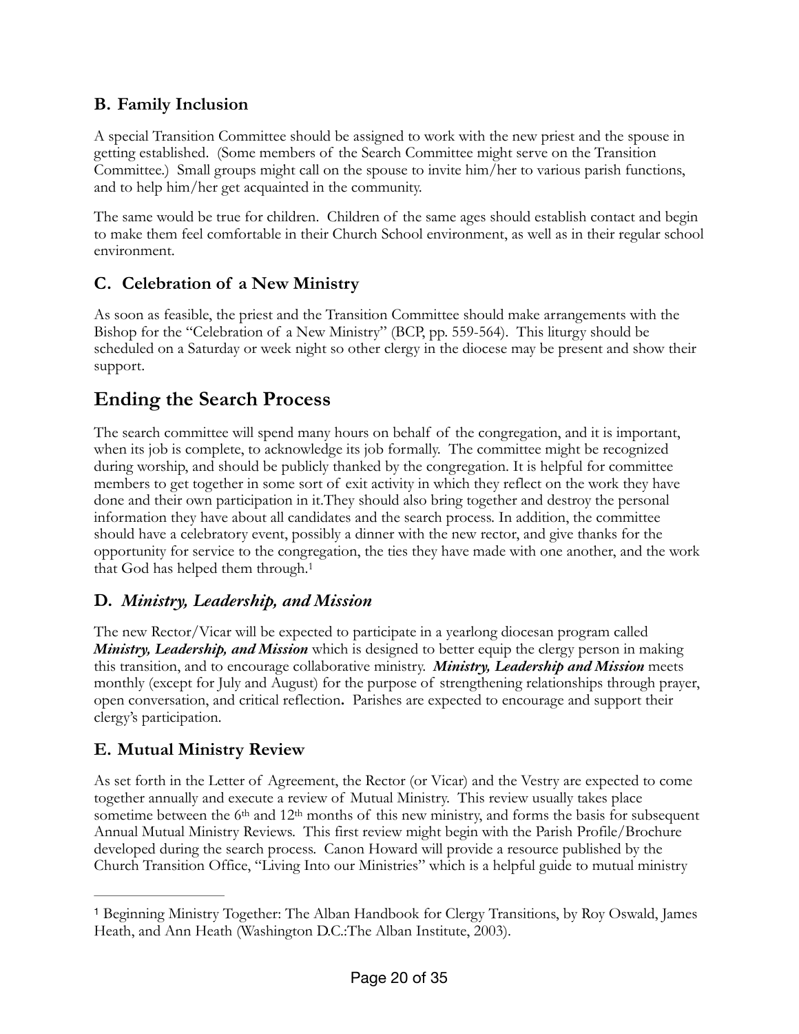### B. Family Inclusion

A special Transition Committee should be assigned to work with the new priest and the spouse in getting established. (Some members of the Search Committee might serve on the Transition Committee.) Small groups might call on the spouse to invite him/her to various parish functions, and to help him/her get acquainted in the community.

The same would be true for children. Children of the same ages should establish contact and begin to make them feel comfortable in their Church School environment, as well as in their regular school environment.

### C. Celebration of a New Ministry

As soon as feasible, the priest and the Transition Committee should make arrangements with the Bishop for the "Celebration of a New Ministry" (BCP, pp. 559-564). This liturgy should be scheduled on a Saturday or week night so other clergy in the diocese may be present and show their support.

## Ending the Search Process

The search committee will spend many hours on behalf of the congregation, and it is important, when its job is complete, to acknowledge its job formally. The committee might be recognized during worship, and should be publicly thanked by the congregation. It is helpful for committee members to get together in some sort of exit activity in which they reflect on the work they have done and their own participation in it.They should also bring together and destroy the personal information they have about all candidates and the search process. In addition, the committee should have a celebratory event, possibly a dinner with the new rector, and give thanks for the opportunity for service to the congregation, the ties they have made with one another, and the work that God has helped them through.[1]

### D. *Ministry, Leadership, and Mission*

The new Rector/Vicar will be expected to participate in a yearlong diocesan program called ***Ministry, Leadership, and Mission*** which is designed to better equip the clergy person in making this transition, and to encourage collaborative ministry. ***Ministry, Leadership and Mission*** meets monthly (except for July and August) for the purpose of strengthening relationships through prayer, open conversation, and critical reflection**.** Parishes are expected to encourage and support their clergy's participation.

### E. Mutual Ministry Review

As set forth in the Letter of Agreement, the Rector (or Vicar) and the Vestry are expected to come together annually and execute a review of Mutual Ministry. This review usually takes place sometime between the 6th and 12th months of this new ministry, and forms the basis for subsequent Annual Mutual Ministry Reviews. This first review might begin with the Parish Profile/Brochure developed during the search process. Canon Howard will provide a resource published by the Church Transition Office, "Living Into our Ministries" which is a helpful guide to mutual ministry

---

[1] Beginning Ministry Together: The Alban Handbook for Clergy Transitions, by Roy Oswald, James Heath, and Ann Heath (Washington D.C.:The Alban Institute, 2003).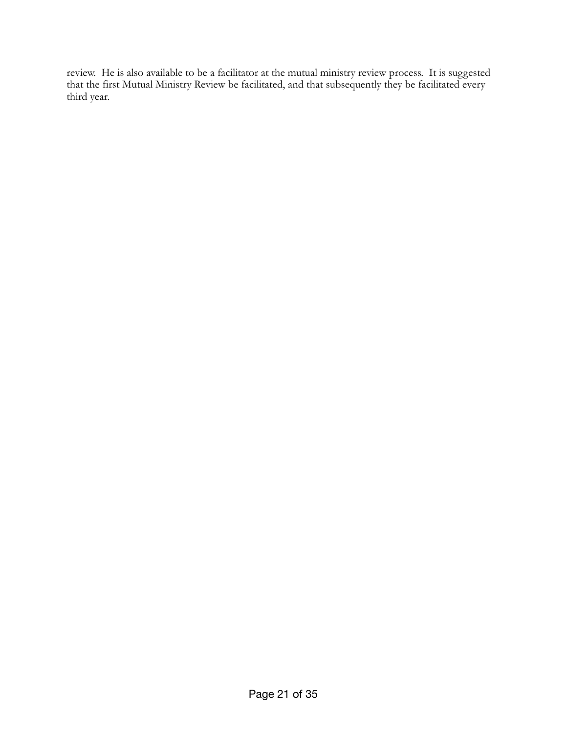review. He is also available to be a facilitator at the mutual ministry review process. It is suggested that the first Mutual Ministry Review be facilitated, and that subsequently they be facilitated every third year.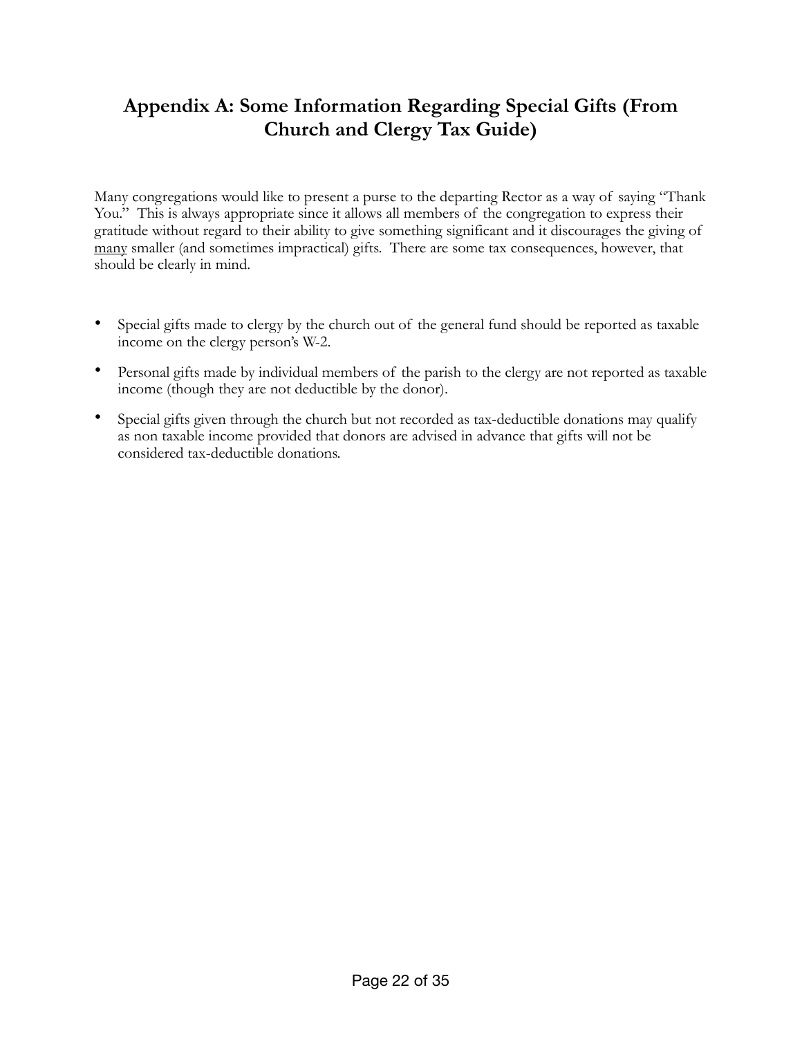## Appendix A: Some Information Regarding Special Gifts (From Church and Clergy Tax Guide)

Many congregations would like to present a purse to the departing Rector as a way of saying "Thank You." This is always appropriate since it allows all members of the congregation to express their gratitude without regard to their ability to give something significant and it discourages the giving of <u>many</u> smaller (and sometimes impractical) gifts. There are some tax consequences, however, that should be clearly in mind.

- Special gifts made to clergy by the church out of the general fund should be reported as taxable income on the clergy person's W-2.
- Personal gifts made by individual members of the parish to the clergy are not reported as taxable income (though they are not deductible by the donor).
- Special gifts given through the church but not recorded as tax-deductible donations may qualify as non taxable income provided that donors are advised in advance that gifts will not be considered tax-deductible donations.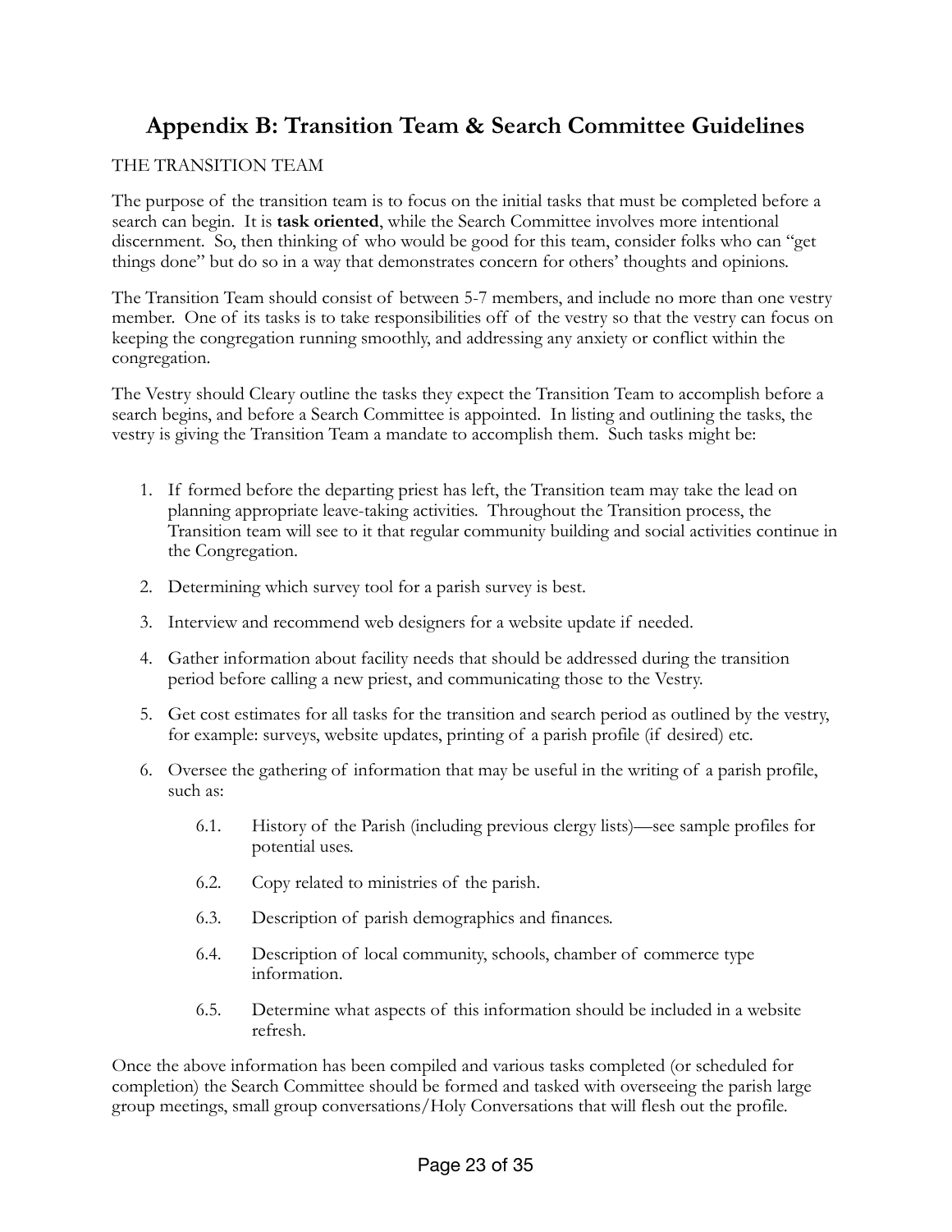# Appendix B: Transition Team & Search Committee Guidelines

THE TRANSITION TEAM

The purpose of the transition team is to focus on the initial tasks that must be completed before a search can begin. It is **task oriented**, while the Search Committee involves more intentional discernment. So, then thinking of who would be good for this team, consider folks who can "get things done" but do so in a way that demonstrates concern for others' thoughts and opinions.

The Transition Team should consist of between 5-7 members, and include no more than one vestry member. One of its tasks is to take responsibilities off of the vestry so that the vestry can focus on keeping the congregation running smoothly, and addressing any anxiety or conflict within the congregation.

The Vestry should Cleary outline the tasks they expect the Transition Team to accomplish before a search begins, and before a Search Committee is appointed. In listing and outlining the tasks, the vestry is giving the Transition Team a mandate to accomplish them. Such tasks might be:

1. If formed before the departing priest has left, the Transition team may take the lead on planning appropriate leave-taking activities. Throughout the Transition process, the Transition team will see to it that regular community building and social activities continue in the Congregation.
2. Determining which survey tool for a parish survey is best.
3. Interview and recommend web designers for a website update if needed.
4. Gather information about facility needs that should be addressed during the transition period before calling a new priest, and communicating those to the Vestry.
5. Get cost estimates for all tasks for the transition and search period as outlined by the vestry, for example: surveys, website updates, printing of a parish profile (if desired) etc.
6. Oversee the gathering of information that may be useful in the writing of a parish profile, such as:
    - 6.1. History of the Parish (including previous clergy lists)—see sample profiles for potential uses.
    - 6.2. Copy related to ministries of the parish.
    - 6.3. Description of parish demographics and finances.
    - 6.4. Description of local community, schools, chamber of commerce type information.
    - 6.5. Determine what aspects of this information should be included in a website refresh.

Once the above information has been compiled and various tasks completed (or scheduled for completion) the Search Committee should be formed and tasked with overseeing the parish large group meetings, small group conversations/Holy Conversations that will flesh out the profile.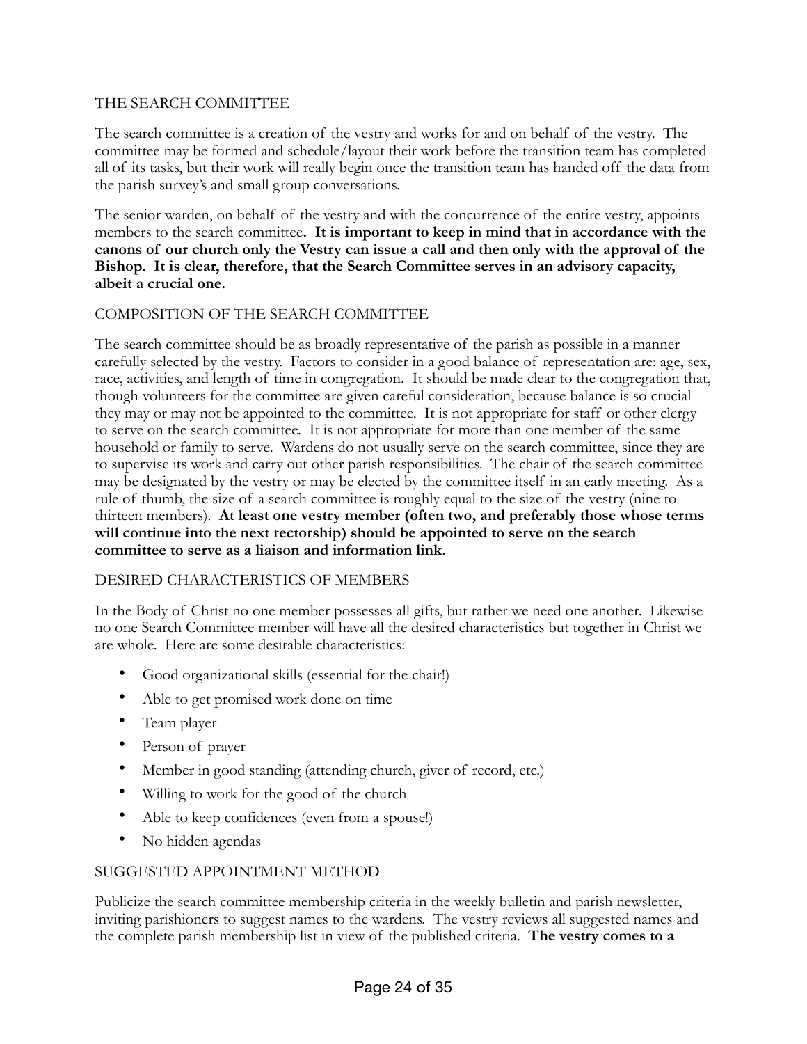## THE SEARCH COMMITTEE

The search committee is a creation of the vestry and works for and on behalf of the vestry. The committee may be formed and schedule/layout their work before the transition team has completed all of its tasks, but their work will really begin once the transition team has handed off the data from the parish survey's and small group conversations.

The senior warden, on behalf of the vestry and with the concurrence of the entire vestry, appoints members to the search committee**. It is important to keep in mind that in accordance with the canons of our church only the Vestry can issue a call and then only with the approval of the Bishop. It is clear, therefore, that the Search Committee serves in an advisory capacity, albeit a crucial one.**

## COMPOSITION OF THE SEARCH COMMITTEE

The search committee should be as broadly representative of the parish as possible in a manner carefully selected by the vestry. Factors to consider in a good balance of representation are: age, sex, race, activities, and length of time in congregation. It should be made clear to the congregation that, though volunteers for the committee are given careful consideration, because balance is so crucial they may or may not be appointed to the committee. It is not appropriate for staff or other clergy to serve on the search committee. It is not appropriate for more than one member of the same household or family to serve. Wardens do not usually serve on the search committee, since they are to supervise its work and carry out other parish responsibilities. The chair of the search committee may be designated by the vestry or may be elected by the committee itself in an early meeting. As a rule of thumb, the size of a search committee is roughly equal to the size of the vestry (nine to thirteen members). **At least one vestry member (often two, and preferably those whose terms will continue into the next rectorship) should be appointed to serve on the search committee to serve as a liaison and information link.**

## DESIRED CHARACTERISTICS OF MEMBERS

In the Body of Christ no one member possesses all gifts, but rather we need one another. Likewise no one Search Committee member will have all the desired characteristics but together in Christ we are whole. Here are some desirable characteristics:

- Good organizational skills (essential for the chair!)
- Able to get promised work done on time
- Team player
- Person of prayer
- Member in good standing (attending church, giver of record, etc.)
- Willing to work for the good of the church
- Able to keep confidences (even from a spouse!)
- No hidden agendas

## SUGGESTED APPOINTMENT METHOD

Publicize the search committee membership criteria in the weekly bulletin and parish newsletter, inviting parishioners to suggest names to the wardens. The vestry reviews all suggested names and the complete parish membership list in view of the published criteria. **The vestry comes to a**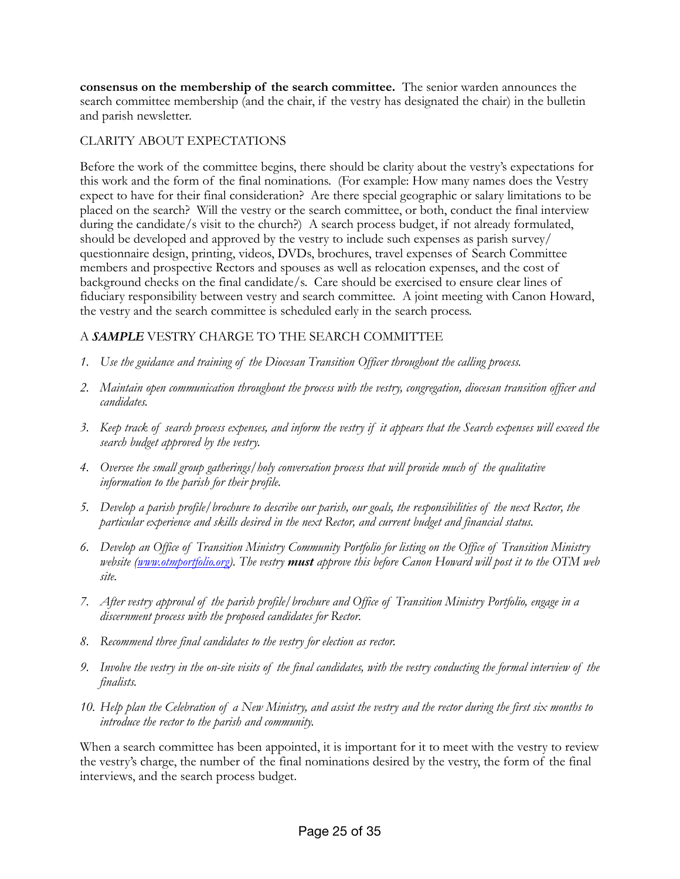**consensus on the membership of the search committee.** The senior warden announces the search committee membership (and the chair, if the vestry has designated the chair) in the bulletin and parish newsletter.

## CLARITY ABOUT EXPECTATIONS

Before the work of the committee begins, there should be clarity about the vestry's expectations for this work and the form of the final nominations. (For example: How many names does the Vestry expect to have for their final consideration? Are there special geographic or salary limitations to be placed on the search? Will the vestry or the search committee, or both, conduct the final interview during the candidate/s visit to the church?) A search process budget, if not already formulated, should be developed and approved by the vestry to include such expenses as parish survey/ questionnaire design, printing, videos, DVDs, brochures, travel expenses of Search Committee members and prospective Rectors and spouses as well as relocation expenses, and the cost of background checks on the final candidate/s. Care should be exercised to ensure clear lines of fiduciary responsibility between vestry and search committee. A joint meeting with Canon Howard, the vestry and the search committee is scheduled early in the search process.

## A ***SAMPLE*** VESTRY CHARGE TO THE SEARCH COMMITTEE

1. *Use the guidance and training of the Diocesan Transition Officer throughout the calling process.*
2. *Maintain open communication throughout the process with the vestry, congregation, diocesan transition officer and candidates.*
3. *Keep track of search process expenses, and inform the vestry if it appears that the Search expenses will exceed the search budget approved by the vestry.*
4. *Oversee the small group gatherings/holy conversation process that will provide much of the qualitative information to the parish for their profile.*
5. *Develop a parish profile/brochure to describe our parish, our goals, the responsibilities of the next Rector, the particular experience and skills desired in the next Rector, and current budget and financial status.*
6. *Develop an Office of Transition Ministry Community Portfolio for listing on the Office of Transition Ministry website ([www.otmportfolio.org](http://www.otmportfolio.org)). The vestry **must** approve this before Canon Howard will post it to the OTM web site.*
7. *After vestry approval of the parish profile/brochure and Office of Transition Ministry Portfolio, engage in a discernment process with the proposed candidates for Rector.*
8. *Recommend three final candidates to the vestry for election as rector.*
9. *Involve the vestry in the on-site visits of the final candidates, with the vestry conducting the formal interview of the finalists.*
10. *Help plan the Celebration of a New Ministry, and assist the vestry and the rector during the first six months to introduce the rector to the parish and community.*

When a search committee has been appointed, it is important for it to meet with the vestry to review the vestry's charge, the number of the final nominations desired by the vestry, the form of the final interviews, and the search process budget.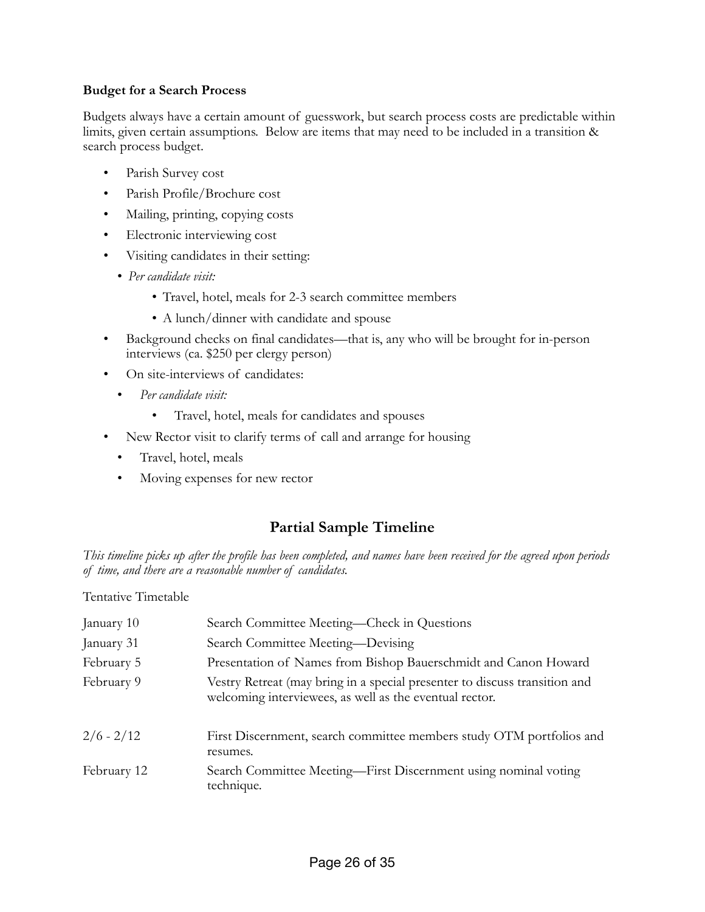**Budget for a Search Process**

Budgets always have a certain amount of guesswork, but search process costs are predictable within limits, given certain assumptions. Below are items that may need to be included in a transition & search process budget.

- Parish Survey cost
- Parish Profile/Brochure cost
- Mailing, printing, copying costs
- Electronic interviewing cost
- Visiting candidates in their setting:
  - *Per candidate visit:*
    - Travel, hotel, meals for 2-3 search committee members
    - A lunch/dinner with candidate and spouse
- Background checks on final candidates—that is, any who will be brought for in-person interviews (ca. $250 per clergy person)
- On site-interviews of candidates:
  - *Per candidate visit:*
    - Travel, hotel, meals for candidates and spouses
- New Rector visit to clarify terms of call and arrange for housing
  - Travel, hotel, meals
  - Moving expenses for new rector

## Partial Sample Timeline

*This timeline picks up after the profile has been completed, and names have been received for the agreed upon periods of time, and there are a reasonable number of candidates.*

Tentative Timetable

| | |
|---|---|
| January 10 | Search Committee Meeting—Check in Questions |
| January 31 | Search Committee Meeting—Devising |
| February 5 | Presentation of Names from Bishop Bauerschmidt and Canon Howard |
| February 9 | Vestry Retreat (may bring in a special presenter to discuss transition and welcoming interviewees, as well as the eventual rector. |
| 2/6 - 2/12 | First Discernment, search committee members study OTM portfolios and resumes. |
| February 12 | Search Committee Meeting—First Discernment using nominal voting technique. |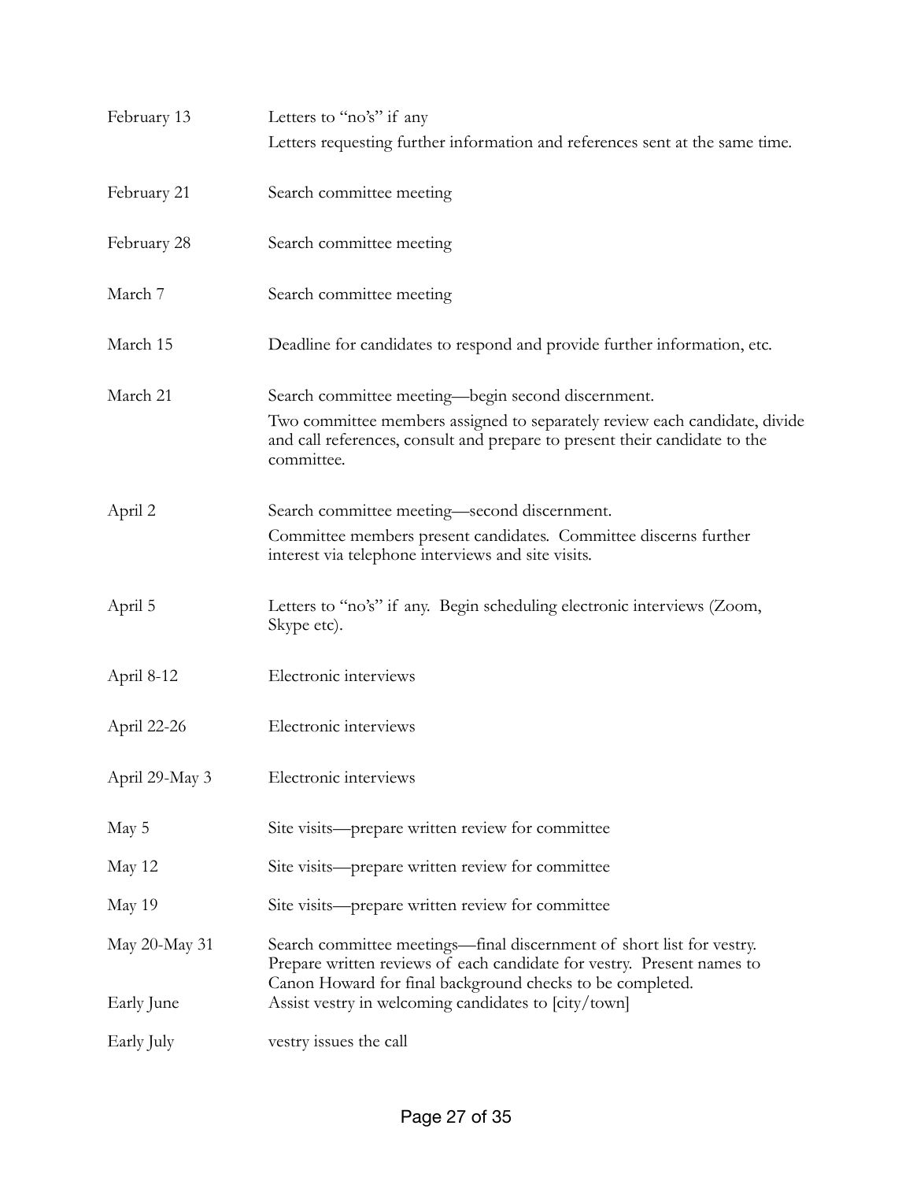| | |
|---|---|
| February 13 | Letters to "no's" if any<br>Letters requesting further information and references sent at the same time. |
| February 21 | Search committee meeting |
| February 28 | Search committee meeting |
| March 7 | Search committee meeting |
| March 15 | Deadline for candidates to respond and provide further information, etc. |
| March 21 | Search committee meeting—begin second discernment.<br>Two committee members assigned to separately review each candidate, divide and call references, consult and prepare to present their candidate to the committee. |
| April 2 | Search committee meeting—second discernment.<br>Committee members present candidates. Committee discerns further interest via telephone interviews and site visits. |
| April 5 | Letters to "no's" if any. Begin scheduling electronic interviews (Zoom, Skype etc). |
| April 8-12 | Electronic interviews |
| April 22-26 | Electronic interviews |
| April 29-May 3 | Electronic interviews |
| May 5 | Site visits—prepare written review for committee |
| May 12 | Site visits—prepare written review for committee |
| May 19 | Site visits—prepare written review for committee |
| May 20-May 31 | Search committee meetings—final discernment of short list for vestry. Prepare written reviews of each candidate for vestry. Present names to Canon Howard for final background checks to be completed. |
| Early June | Assist vestry in welcoming candidates to [city/town] |
| Early July | vestry issues the call |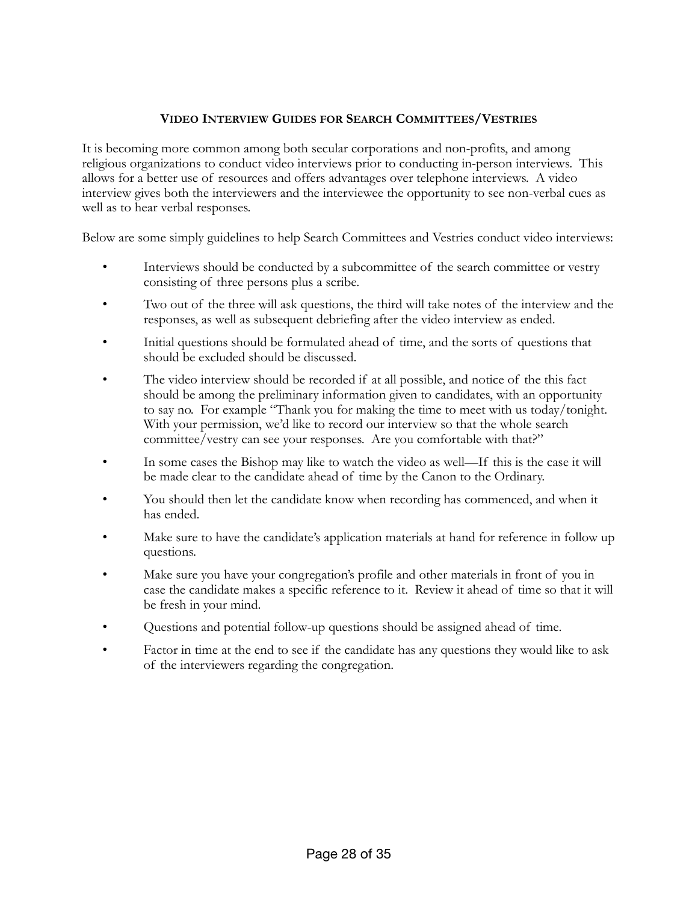## Video Interview Guides for Search Committees/Vestries

It is becoming more common among both secular corporations and non-profits, and among religious organizations to conduct video interviews prior to conducting in-person interviews. This allows for a better use of resources and offers advantages over telephone interviews. A video interview gives both the interviewers and the interviewee the opportunity to see non-verbal cues as well as to hear verbal responses.

Below are some simply guidelines to help Search Committees and Vestries conduct video interviews:

- Interviews should be conducted by a subcommittee of the search committee or vestry consisting of three persons plus a scribe.
- Two out of the three will ask questions, the third will take notes of the interview and the responses, as well as subsequent debriefing after the video interview as ended.
- Initial questions should be formulated ahead of time, and the sorts of questions that should be excluded should be discussed.
- The video interview should be recorded if at all possible, and notice of the this fact should be among the preliminary information given to candidates, with an opportunity to say no. For example "Thank you for making the time to meet with us today/tonight. With your permission, we'd like to record our interview so that the whole search committee/vestry can see your responses. Are you comfortable with that?"
- In some cases the Bishop may like to watch the video as well—If this is the case it will be made clear to the candidate ahead of time by the Canon to the Ordinary.
- You should then let the candidate know when recording has commenced, and when it has ended.
- Make sure to have the candidate's application materials at hand for reference in follow up questions.
- Make sure you have your congregation's profile and other materials in front of you in case the candidate makes a specific reference to it. Review it ahead of time so that it will be fresh in your mind.
- Questions and potential follow-up questions should be assigned ahead of time.
- Factor in time at the end to see if the candidate has any questions they would like to ask of the interviewers regarding the congregation.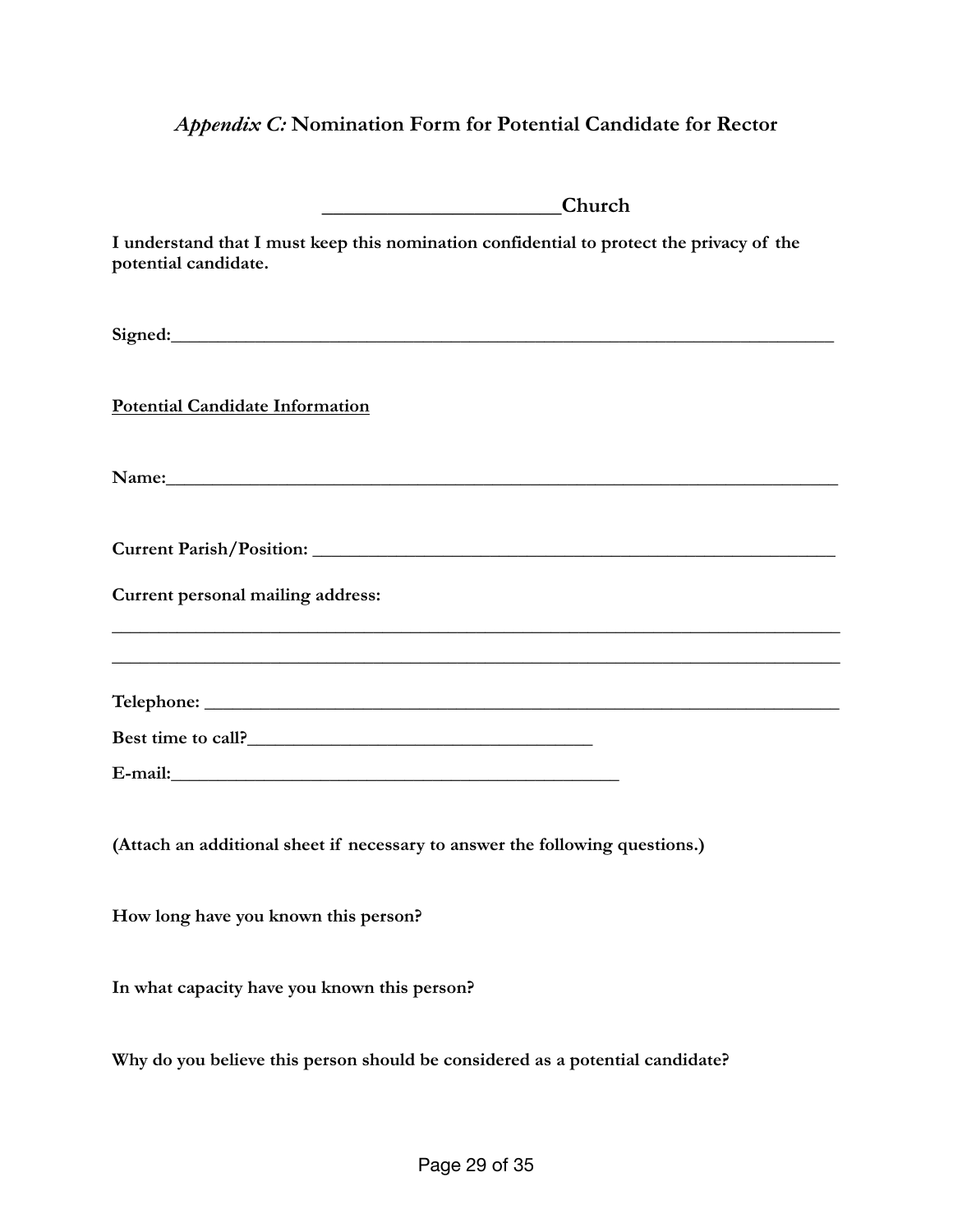## *Appendix C:* Nomination Form for Potential Candidate for Rector

**_______________________Church**

**I understand that I must keep this nomination confidential to protect the privacy of the potential candidate.**

**Signed:**_________________________________________________________________________

**<u>Potential Candidate Information</u>**

**Name:**__________________________________________________________________________

**Current Parish/Position:** ___________________________________________________________

**Current personal mailing address:**

________________________________________________________________________________

________________________________________________________________________________

**Telephone:** ______________________________________________________________________

**Best time to call?**_____________________________________

**E-mail:**_________________________________________________

**(Attach an additional sheet if necessary to answer the following questions.)**

**How long have you known this person?**

**In what capacity have you known this person?**

**Why do you believe this person should be considered as a potential candidate?**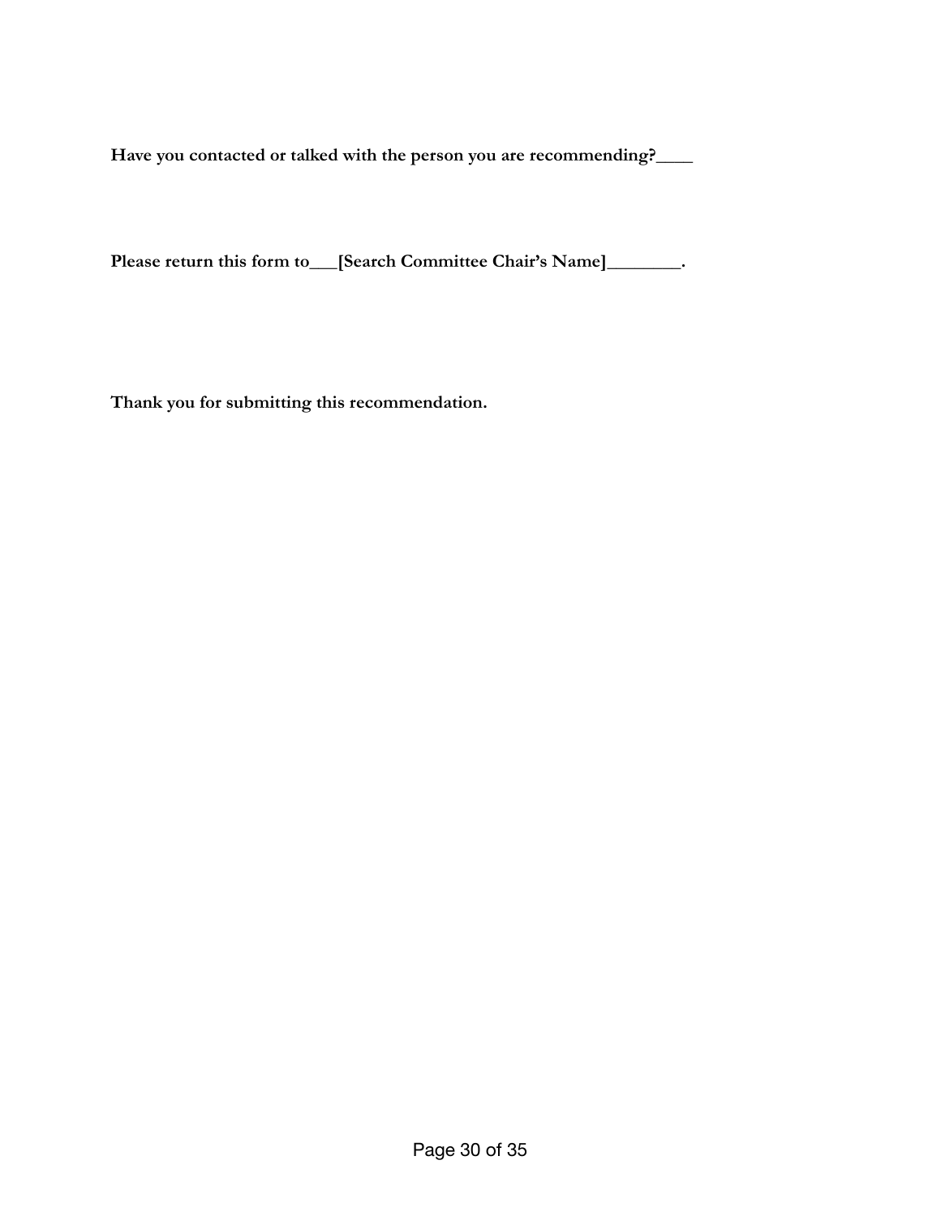**Have you contacted or talked with the person you are recommending?____**

**Please return this form to___[Search Committee Chair's Name]________.**

**Thank you for submitting this recommendation.**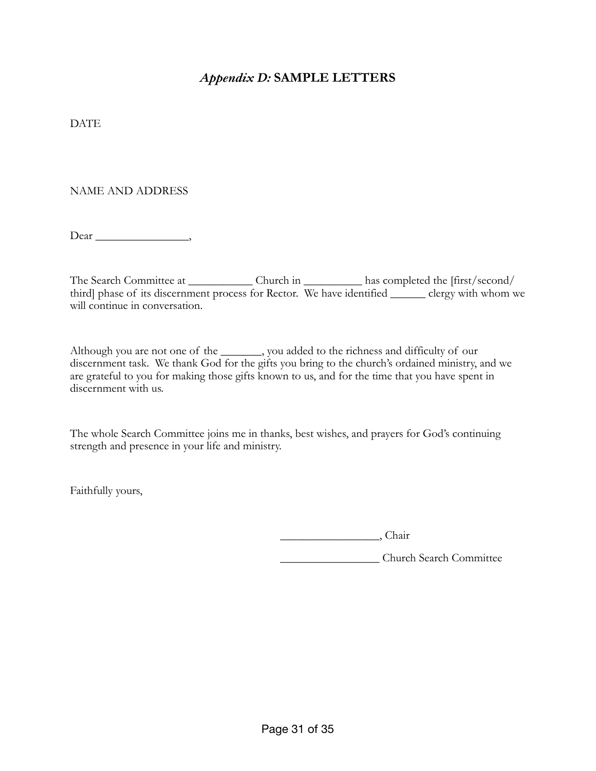## *Appendix D:* SAMPLE LETTERS

DATE

NAME AND ADDRESS

Dear _______________,

The Search Committee at ___________ Church in __________ has completed the [first/second/third] phase of its discernment process for Rector. We have identified ______ clergy with whom we will continue in conversation.

Although you are not one of the _______, you added to the richness and difficulty of our discernment task. We thank God for the gifts you bring to the church's ordained ministry, and we are grateful to you for making those gifts known to us, and for the time that you have spent in discernment with us.

The whole Search Committee joins me in thanks, best wishes, and prayers for God's continuing strength and presence in your life and ministry.

Faithfully yours,

_________________, Chair

_________________ Church Search Committee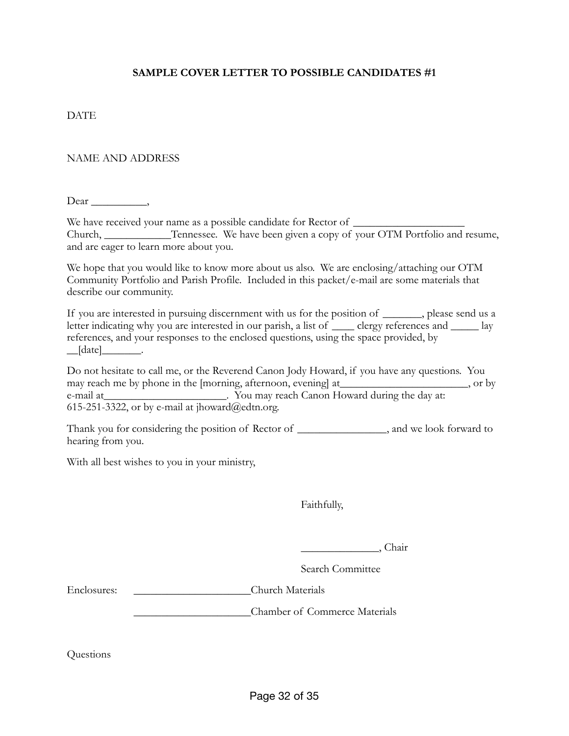**SAMPLE COVER LETTER TO POSSIBLE CANDIDATES #1**

DATE

NAME AND ADDRESS

Dear __________,

We have received your name as a possible candidate for Rector of ____________________ Church, ____________Tennessee. We have been given a copy of your OTM Portfolio and resume, and are eager to learn more about you.

We hope that you would like to know more about us also. We are enclosing/attaching our OTM Community Portfolio and Parish Profile. Included in this packet/e-mail are some materials that describe our community.

If you are interested in pursuing discernment with us for the position of _______, please send us a letter indicating why you are interested in our parish, a list of ____ clergy references and _____ lay references, and your responses to the enclosed questions, using the space provided, by __[date]_______.

Do not hesitate to call me, or the Reverend Canon Jody Howard, if you have any questions. You may reach me by phone in the [morning, afternoon, evening] at________________________, or by e-mail at_______________________. You may reach Canon Howard during the day at: 615-251-3322, or by e-mail at jhoward@edtn.org.

Thank you for considering the position of Rector of ________________, and we look forward to hearing from you.

With all best wishes to you in your ministry,

Faithfully,

______________, Chair

Search Committee

Enclosures: _____________________Church Materials

_____________________Chamber of Commerce Materials

Questions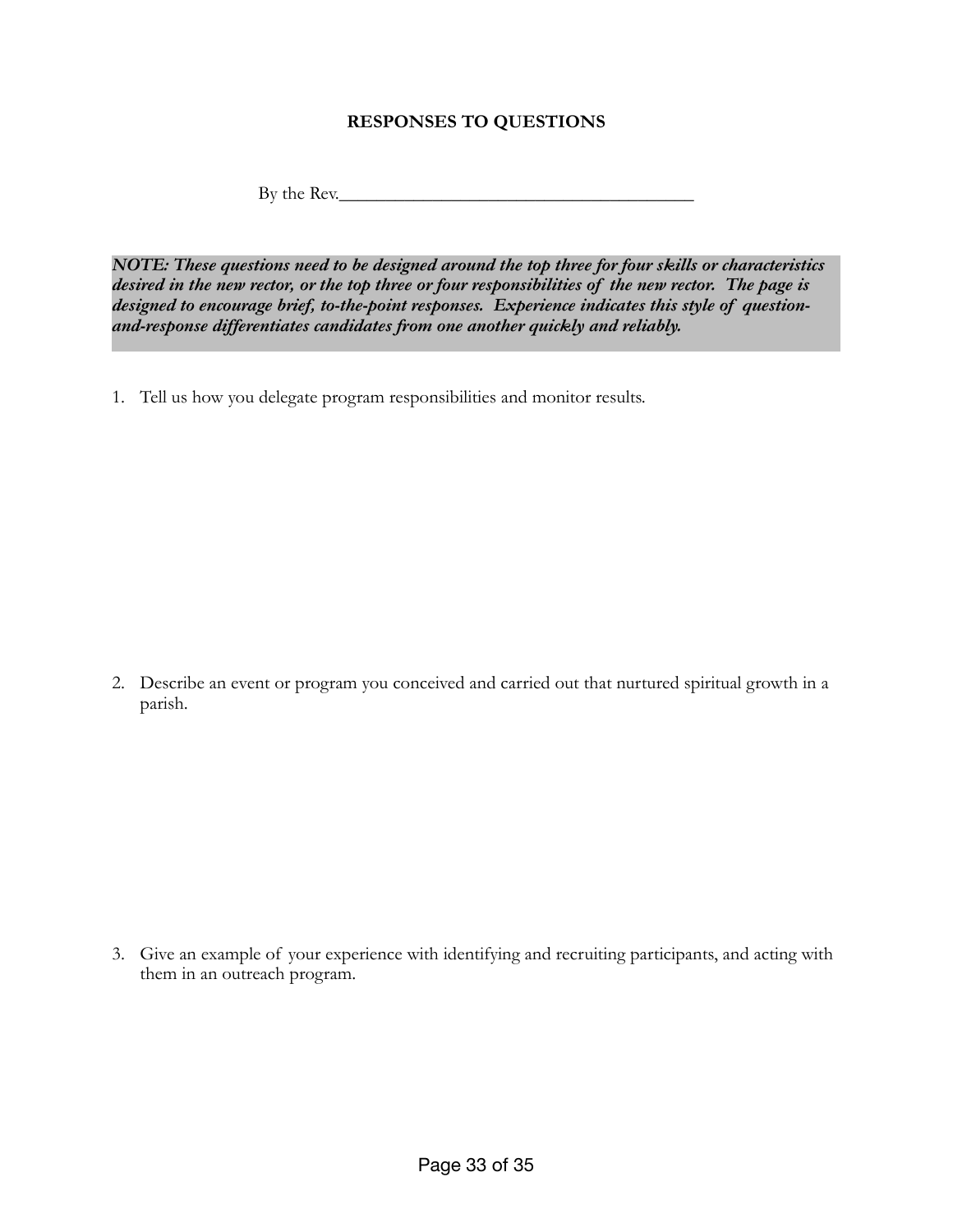**RESPONSES TO QUESTIONS**

By the Rev.________________________________________

***NOTE: These questions need to be designed around the top three for four skills or characteristics desired in the new rector, or the top three or four responsibilities of the new rector. The page is designed to encourage brief, to-the-point responses. Experience indicates this style of question-and-response differentiates candidates from one another quickly and reliably.***

1. Tell us how you delegate program responsibilities and monitor results.

2. Describe an event or program you conceived and carried out that nurtured spiritual growth in a parish.

3. Give an example of your experience with identifying and recruiting participants, and acting with them in an outreach program.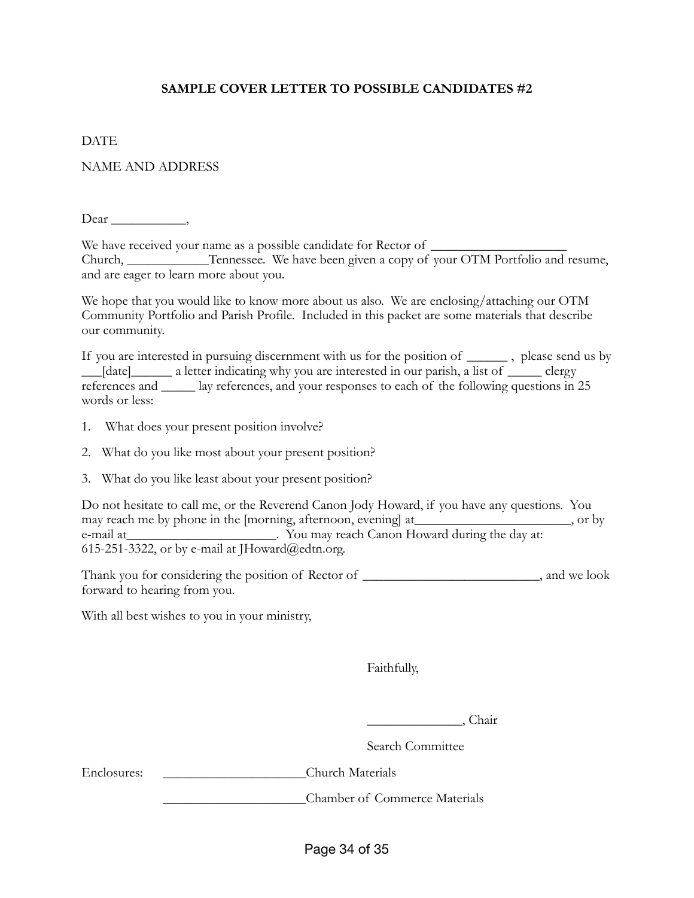**SAMPLE COVER LETTER TO POSSIBLE CANDIDATES #2**

DATE

NAME AND ADDRESS

Dear ___________,

We have received your name as a possible candidate for Rector of ____________________ Church, ____________Tennessee. We have been given a copy of your OTM Portfolio and resume, and are eager to learn more about you.

We hope that you would like to know more about us also. We are enclosing/attaching our OTM Community Portfolio and Parish Profile. Included in this packet are some materials that describe our community.

If you are interested in pursuing discernment with us for the position of ______ , please send us by ___[date]______ a letter indicating why you are interested in our parish, a list of _____ clergy references and _____ lay references, and your responses to each of the following questions in 25 words or less:

1. What does your present position involve?
2. What do you like most about your present position?
3. What do you like least about your present position?

Do not hesitate to call me, or the Reverend Canon Jody Howard, if you have any questions. You may reach me by phone in the [morning, afternoon, evening] at________________________, or by e-mail at_______________________. You may reach Canon Howard during the day at: 615-251-3322, or by e-mail at JHoward@edtn.org.

Thank you for considering the position of Rector of ___________________________, and we look forward to hearing from you.

With all best wishes to you in your ministry,

Faithfully,

______________, Chair

Search Committee

Enclosures: ______________________Church Materials

______________________Chamber of Commerce Materials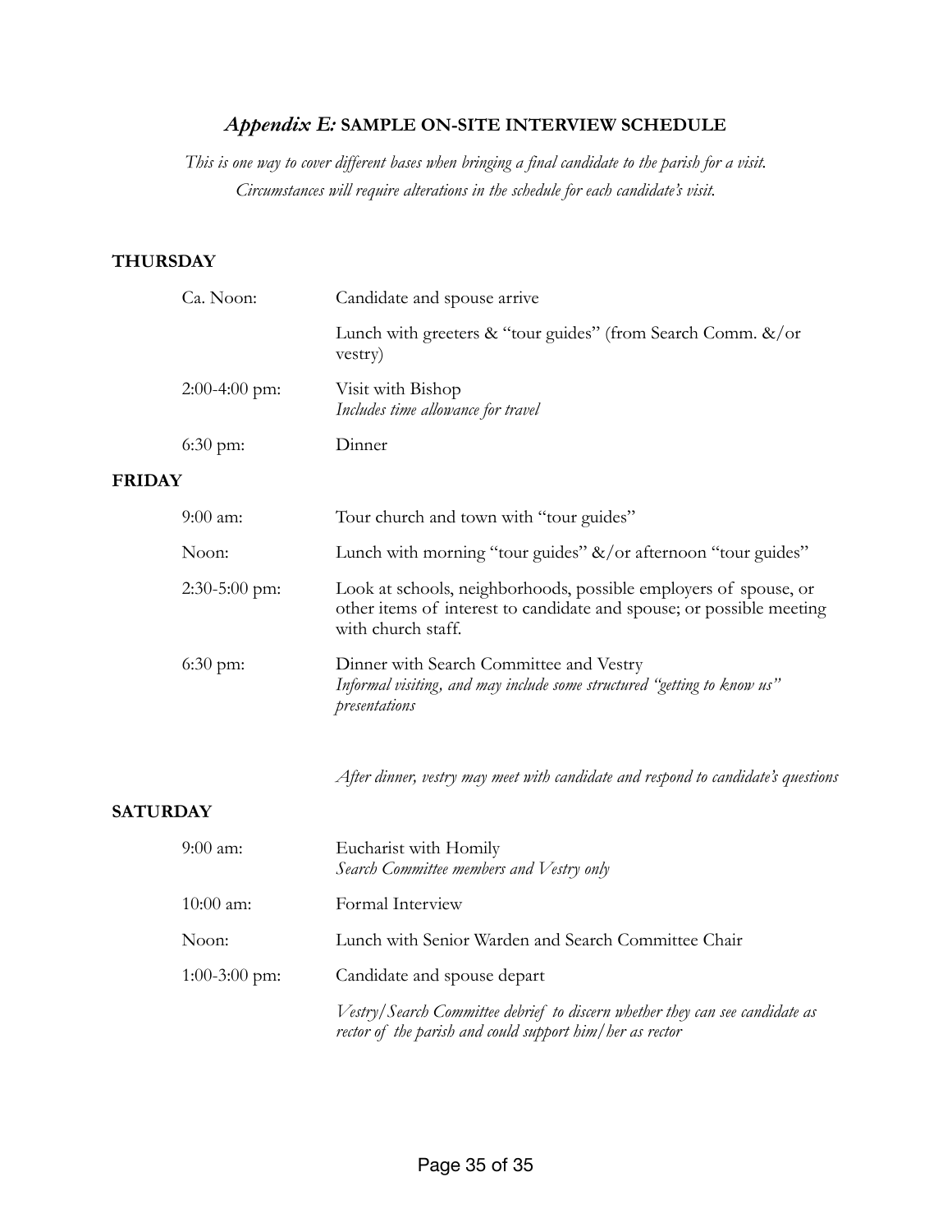## *Appendix E:* **SAMPLE ON-SITE INTERVIEW SCHEDULE**

*This is one way to cover different bases when bringing a final candidate to the parish for a visit. Circumstances will require alterations in the schedule for each candidate's visit.*

### THURSDAY

| | |
|---|---|
| Ca. Noon: | Candidate and spouse arrive |
| | Lunch with greeters & "tour guides" (from Search Comm. &/or vestry) |
| 2:00-4:00 pm: | Visit with Bishop<br>*Includes time allowance for travel* |
| 6:30 pm: | Dinner |

### FRIDAY

| | |
|---|---|
| 9:00 am: | Tour church and town with "tour guides" |
| Noon: | Lunch with morning "tour guides" &/or afternoon "tour guides" |
| 2:30-5:00 pm: | Look at schools, neighborhoods, possible employers of spouse, or other items of interest to candidate and spouse; or possible meeting with church staff. |
| 6:30 pm: | Dinner with Search Committee and Vestry<br>*Informal visiting, and may include some structured "getting to know us" presentations* |
| | *After dinner, vestry may meet with candidate and respond to candidate's questions* |

### SATURDAY

| | |
|---|---|
| 9:00 am: | Eucharist with Homily<br>*Search Committee members and Vestry only* |
| 10:00 am: | Formal Interview |
| Noon: | Lunch with Senior Warden and Search Committee Chair |
| 1:00-3:00 pm: | Candidate and spouse depart |
| | *Vestry/Search Committee debrief to discern whether they can see candidate as rector of the parish and could support him/her as rector* |